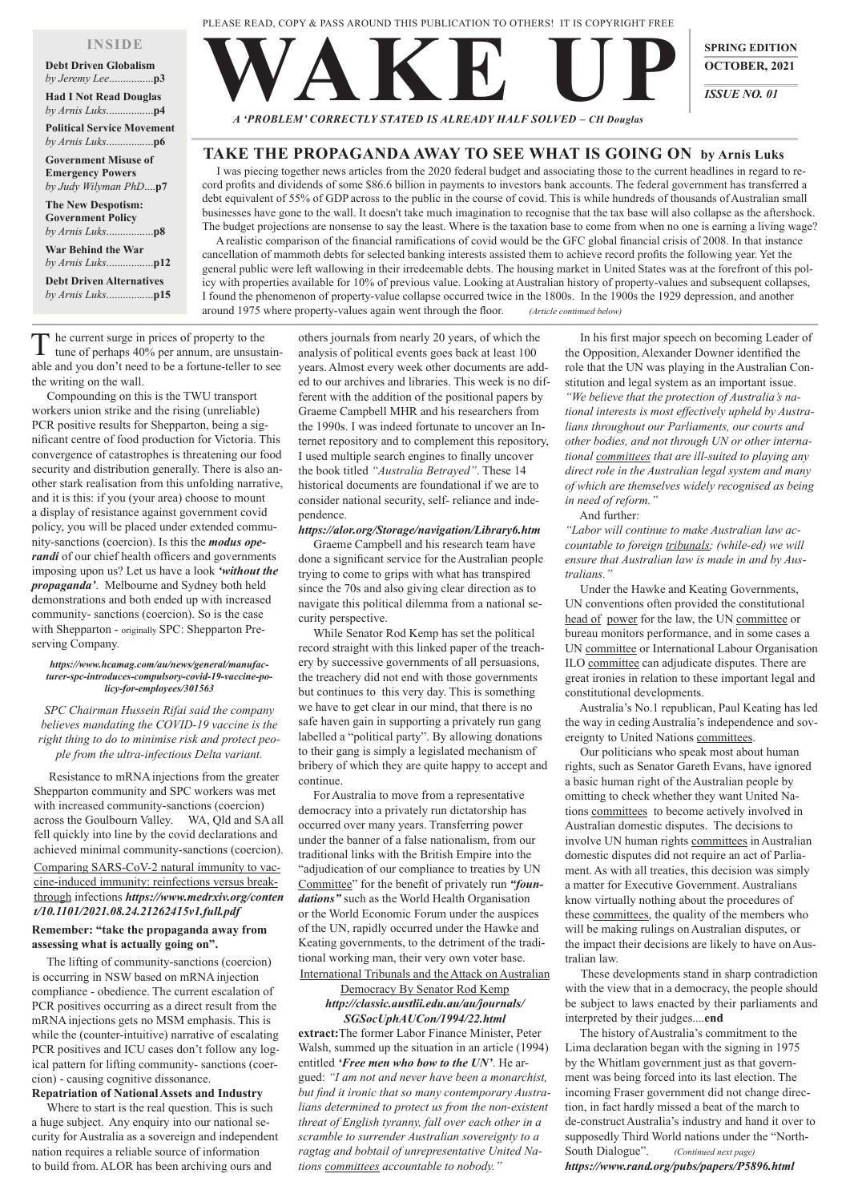PLEASE READ, COPY & PASS AROUND THIS PUBLICATION TO OTHERS! IT IS COPYRIGHT FREE

# WAKE UP

*A 'PROBLEM' CORRECTLY STATED IS ALREADY HALF SOLVED – CH Douglas*

**SPRING EDITION**
**OCTOBER, 2021**
*ISSUE NO. 01*

**INSIDE**

**Debt Driven Globalism** *by Jeremy Lee*................**p3**
**Had I Not Read Douglas** *by Arnis Luks*.................**p4**
**Political Service Movement** *by Arnis Luks*.................**p6**
**Government Misuse of Emergency Powers** *by Judy Wilyman PhD*....**p7**
**The New Despotism: Government Policy** *by Arnis Luks*.................**p8**
**War Behind the War** *by Arnis Luks*.................**p12**
**Debt Driven Alternatives** *by Arnis Luks*.................**p15**

## TAKE THE PROPAGANDA AWAY TO SEE WHAT IS GOING ON by Arnis Luks

I was piecing together news articles from the 2020 federal budget and associating those to the current headlines in regard to record profits and dividends of some $86.6 billion in payments to investors bank accounts. The federal government has transferred a debt equivalent of 55% of GDP across to the public in the course of covid. This is while hundreds of thousands of Australian small businesses have gone to the wall. It doesn't take much imagination to recognise that the tax base will also collapse as the aftershock. The budget projections are nonsense to say the least. Where is the taxation base to come from when no one is earning a living wage?

A realistic comparison of the financial ramifications of covid would be the GFC global financial crisis of 2008. In that instance cancellation of mammoth debts for selected banking interests assisted them to achieve record profits the following year. Yet the general public were left wallowing in their irredeemable debts. The housing market in United States was at the forefront of this policy with properties available for 10% of previous value. Looking at Australian history of property-values and subsequent collapses, I found the phenomenon of property-value collapse occurred twice in the 1800s. In the 1900s the 1929 depression, and another around 1975 where property-values again went through the floor. *(Article continued below)*

The current surge in prices of property to the tune of perhaps 40% per annum, are unsustainable and you don't need to be a fortune-teller to see the writing on the wall.

Compounding on this is the TWU transport workers union strike and the rising (unreliable) PCR positive results for Shepparton, being a significant centre of food production for Victoria. This convergence of catastrophes is threatening our food security and distribution generally. There is also another stark realisation from this unfolding narrative, and it is this: if you (your area) choose to mount a display of resistance against government covid policy, you will be placed under extended community-sanctions (coercion). Is this the ***modus operandi*** of our chief health officers and governments imposing upon us? Let us have a look ***'without the propaganda'***. Melbourne and Sydney both held demonstrations and both ended up with increased community- sanctions (coercion). So is the case with Shepparton - originally SPC: Shepparton Preserving Company.

***https://www.hcamag.com/au/news/general/manufacturer-spc-introduces-compulsory-covid-19-vaccine-policy-for-employees/301563***

*SPC Chairman Hussein Rifai said the company believes mandating the COVID-19 vaccine is the right thing to do to minimise risk and protect people from the ultra-infectious Delta variant.*

Resistance to mRNA injections from the greater Shepparton community and SPC workers was met with increased community-sanctions (coercion) across the Goulbourn Valley. WA, Qld and SA all fell quickly into line by the covid declarations and achieved minimal community-sanctions (coercion).

Comparing SARS-CoV-2 natural immunity to vaccine-induced immunity: reinfections versus breakthrough infections ***https://www.medrxiv.org/content/10.1101/2021.08.24.21262415v1.full.pdf***

**Remember: "take the propaganda away from assessing what is actually going on".**

The lifting of community-sanctions (coercion) is occurring in NSW based on mRNA injection compliance - obedience. The current escalation of PCR positives occurring as a direct result from the mRNA injections gets no MSM emphasis. This is while the (counter-intuitive) narrative of escalating PCR positives and ICU cases don't follow any logical pattern for lifting community- sanctions (coercion) - causing cognitive dissonance.

**Repatriation of National Assets and Industry**

Where to start is the real question. This is such a huge subject. Any enquiry into our national security for Australia as a sovereign and independent nation requires a reliable source of information to build from. ALOR has been archiving ours and others journals from nearly 20 years, of which the analysis of political events goes back at least 100 years. Almost every week other documents are added to our archives and libraries. This week is no different with the addition of the positional papers by Graeme Campbell MHR and his researchers from the 1990s. I was indeed fortunate to uncover an Internet repository and to complement this repository, I used multiple search engines to finally uncover the book titled *"Australia Betrayed"*. These 14 historical documents are foundational if we are to consider national security, self- reliance and independence.

***https://alor.org/Storage/navigation/Library6.htm***

Graeme Campbell and his research team have done a significant service for the Australian people trying to come to grips with what has transpired since the 70s and also giving clear direction as to navigate this political dilemma from a national security perspective.

While Senator Rod Kemp has set the political record straight with this linked paper of the treachery by successive governments of all persuasions, the treachery did not end with those governments but continues to this very day. This is something we have to get clear in our mind, that there is no safe haven gain in supporting a privately run gang labelled a "political party". By allowing donations to their gang is simply a legislated mechanism of bribery of which they are quite happy to accept and continue.

For Australia to move from a representative democracy into a privately run dictatorship has occurred over many years. Transferring power under the banner of a false nationalism, from our traditional links with the British Empire into the "adjudication of our compliance to treaties by UN Committee" for the benefit of privately run ***"foundations"*** such as the World Health Organisation or the World Economic Forum under the auspices of the UN, rapidly occurred under the Hawke and Keating governments, to the detriment of the traditional working man, their very own voter base.

International Tribunals and the Attack on Australian Democracy By Senator Rod Kemp
***http://classic.austlii.edu.au/au/journals/SGSocUphAUCon/1994/22.html***

**extract:** The former Labor Finance Minister, Peter Walsh, summed up the situation in an article (1994) entitled ***'Free men who bow to the UN'***. He argued: *"I am not and never have been a monarchist, but find it ironic that so many contemporary Australians determined to protect us from the non-existent threat of English tyranny, fall over each other in a scramble to surrender Australian sovereignty to a ragtag and bobtail of unrepresentative United Nations committees accountable to nobody."*

In his first major speech on becoming Leader of the Opposition, Alexander Downer identified the role that the UN was playing in the Australian Constitution and legal system as an important issue. *"We believe that the protection of Australia's national interests is most effectively upheld by Australians throughout our Parliaments, our courts and other bodies, and not through UN or other international committees that are ill-suited to playing any direct role in the Australian legal system and many of which are themselves widely recognised as being in need of reform."*

And further:

*"Labor will continue to make Australian law accountable to foreign tribunals; (while-ed) we will ensure that Australian law is made in and by Australians."*

Under the Hawke and Keating Governments, UN conventions often provided the constitutional head of power for the law, the UN committee or bureau monitors performance, and in some cases a UN committee or International Labour Organisation ILO committee can adjudicate disputes. There are great ironies in relation to these important legal and constitutional developments.

Australia's No.1 republican, Paul Keating has led the way in ceding Australia's independence and sovereignty to United Nations committees.

Our politicians who speak most about human rights, such as Senator Gareth Evans, have ignored a basic human right of the Australian people by omitting to check whether they want United Nations committees to become actively involved in Australian domestic disputes. The decisions to involve UN human rights committees in Australian domestic disputes did not require an act of Parliament. As with all treaties, this decision was simply a matter for Executive Government. Australians know virtually nothing about the procedures of these committees, the quality of the members who will be making rulings on Australian disputes, or the impact their decisions are likely to have on Australian law.

These developments stand in sharp contradiction with the view that in a democracy, the people should be subject to laws enacted by their parliaments and interpreted by their judges....**end**

The history of Australia's commitment to the Lima declaration began with the signing in 1975 by the Whitlam government just as that government was being forced into its last election. The incoming Fraser government did not change direction, in fact hardly missed a beat of the march to de-construct Australia's industry and hand it over to supposedly Third World nations under the "North-South Dialogue". *(Continued next page)*

***https://www.rand.org/pubs/papers/P5896.html***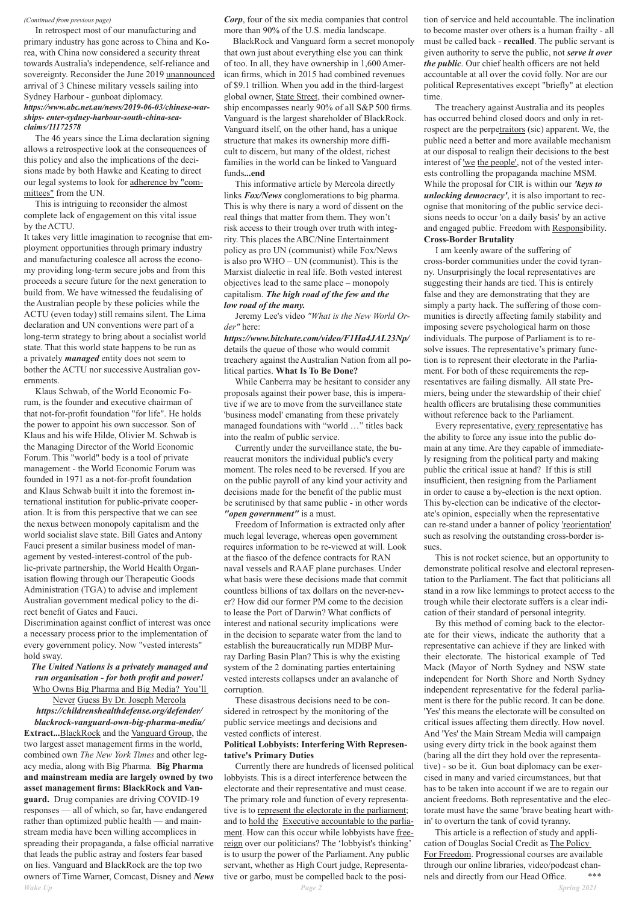*(Continued from previous page)*

In retrospect most of our manufacturing and primary industry has gone across to China and Korea, with China now considered a security threat towards Australia's independence, self-reliance and sovereignty. Reconsider the June 2019 unannounced arrival of 3 Chinese military vessels sailing into Sydney Harbour - gunboat diplomacy.
***https://www.abc.net.au/news/2019-06-03/chinese-warships- enter-sydney-harbour-south-china-sea-claims/11172578***

The 46 years since the Lima declaration signing allows a retrospective look at the consequences of this policy and also the implications of the decisions made by both Hawke and Keating to direct our legal systems to look for adherence by "committees" from the UN.

This is intriguing to reconsider the almost complete lack of engagement on this vital issue by the ACTU.

It takes very little imagination to recognise that employment opportunities through primary industry and manufacturing coalesce all across the economy providing long-term secure jobs and from this proceeds a secure future for the next generation to build from. We have witnessed the feudalising of the Australian people by these policies while the ACTU (even today) still remains silent. The Lima declaration and UN conventions were part of a long-term strategy to bring about a socialist world state. That this world state happens to be run as a privately ***managed*** entity does not seem to bother the ACTU nor successive Australian governments.

Klaus Schwab, of the World Economic Forum, is the founder and executive chairman of that not-for-profit foundation "for life". He holds the power to appoint his own successor. Son of Klaus and his wife Hilde, Olivier M. Schwab is the Managing Director of the World Economic Forum. This "world" body is a tool of private management - the World Economic Forum was founded in 1971 as a not-for-profit foundation and Klaus Schwab built it into the foremost international institution for public-private cooperation. It is from this perspective that we can see the nexus between monopoly capitalism and the world socialist slave state. Bill Gates and Antony Fauci present a similar business model of management by vested-interest-control of the public-private partnership, the World Health Organisation flowing through our Therapeutic Goods Administration (TGA) to advise and implement Australian government medical policy to the direct benefit of Gates and Fauci.

Discrimination against conflict of interest was once a necessary process prior to the implementation of every government policy. Now "vested interests" hold sway.

***The United Nations is a privately managed and run organisation - for both profit and power!***

Who Owns Big Pharma and Big Media? You'll Never Guess By Dr. Joseph Mercola
***https://childrenshealthdefense.org/defender/blackrock-vanguard-own-big-pharma-media/***

**Extract...**BlackRock and the Vanguard Group, the two largest asset management firms in the world, combined own *The New York Times* and other legacy media, along with Big Pharma. **Big Pharma and mainstream media are largely owned by two asset management firms: BlackRock and Vanguard.** Drug companies are driving COVID-19 responses — all of which, so far, have endangered rather than optimized public health — and mainstream media have been willing accomplices in spreading their propaganda, a false official narrative that leads the public astray and fosters fear based on lies. Vanguard and BlackRock are the top two owners of Time Warner, Comcast, Disney and ***News Corp***, four of the six media companies that control more than 90% of the U.S. media landscape.

BlackRock and Vanguard form a secret monopoly that own just about everything else you can think of too. In all, they have ownership in 1,600 American firms, which in 2015 had combined revenues of \$9.1 trillion. When you add in the third-largest global owner, State Street, their combined ownership encompasses nearly 90% of all S&P 500 firms. Vanguard is the largest shareholder of BlackRock. Vanguard itself, on the other hand, has a unique structure that makes its ownership more difficult to discern, but many of the oldest, richest families in the world can be linked to Vanguard funds**...end**

This informative article by Mercola directly links ***Fox/News*** conglomerations to big pharma. This is why there is nary a word of dissent on the real things that matter from them. They won't risk access to their trough over truth with integrity. This places the ABC/Nine Entertainment policy as pro UN (communist) while Fox/News is also pro WHO – UN (communist). This is the Marxist dialectic in real life. Both vested interest objectives lead to the same place – monopoly capitalism. ***The high road of the few and the low road of the many.***

Jeremy Lee's video *"What is the New World Order"* here:
***https://www.bitchute.com/video/F1Ha4JAL23Np/*** details the queue of those who would commit treachery against the Australian Nation from all political parties. **What Is To Be Done?**

While Canberra may be hesitant to consider any proposals against their power base, this is imperative if we are to move from the surveillance state 'business model' emanating from these privately managed foundations with "world …" titles back into the realm of public service.

Currently under the surveillance state, the bureaucrat monitors the individual public's every moment. The roles need to be reversed. If you are on the public payroll of any kind your activity and decisions made for the benefit of the public must be scrutinised by that same public - in other words ***"open government"*** is a must.

Freedom of Information is extracted only after much legal leverage, whereas open government requires information to be re-viewed at will. Look at the fiasco of the defence contracts for RAN naval vessels and RAAF plane purchases. Under what basis were these decisions made that commit countless billions of tax dollars on the never-never? How did our former PM come to the decision to lease the Port of Darwin? What conflicts of interest and national security implications were in the decision to separate water from the land to establish the bureaucratically run MDBP Murray Darling Basin Plan? This is why the existing system of the 2 dominating parties entertaining vested interests collapses under an avalanche of corruption.

These disastrous decisions need to be considered in retrospect by the monitoring of the public service meetings and decisions and vested conflicts of interest.

**Political Lobbyists: Interfering With Representative's Primary Duties**

Currently there are hundreds of licensed political lobbyists. This is a direct interference between the electorate and their representative and must cease. The primary role and function of every representative is to represent the electorate in the parliament; and to hold the Executive accountable to the parliament. How can this occur while lobbyists have free-reign over our politicians? The 'lobbyist's thinking' is to usurp the power of the Parliament. Any public servant, whether as High Court judge, Representative or garbo, must be compelled back to the position of service and held accountable. The inclination to become master over others is a human frailty - all must be called back - **recalled**. The public servant is given authority to serve the public, not ***serve it over the public***. Our chief health officers are not held accountable at all over the covid folly. Nor are our political Representatives except "briefly" at election time.

The treachery against Australia and its peoples has occurred behind closed doors and only in retrospect are the perpetraitors (sic) apparent. We, the public need a better and more available mechanism at our disposal to realign their decisions to the best interest of 'we the people', not of the vested interests controlling the propaganda machine MSM. While the proposal for CIR is within our ***'keys to unlocking democracy'***, it is also important to recognise that monitoring of the public service decisions needs to occur 'on a daily basis' by an active and engaged public. Freedom with Responsibility.

**Cross-Border Brutality**

I am keenly aware of the suffering of cross-border communities under the covid tyranny. Unsurprisingly the local representatives are suggesting their hands are tied. This is entirely false and they are demonstrating that they are simply a party hack. The suffering of those communities is directly affecting family stability and imposing severe psychological harm on those individuals. The purpose of Parliament is to resolve issues. The representative's primary function is to represent their electorate in the Parliament. For both of these requirements the representatives are failing dismally. All state Premiers, being under the stewardship of their chief health officers are brutalising these communities without reference back to the Parliament.

Every representative, every representative has the ability to force any issue into the public domain at any time. Are they capable of immediately resigning from the political party and making public the critical issue at hand? If this is still insufficient, then resigning from the Parliament in order to cause a by-election is the next option. This by-election can be indicative of the electorate's opinion, especially when the representative can re-stand under a banner of policy 'reorientation' such as resolving the outstanding cross-border issues.

This is not rocket science, but an opportunity to demonstrate political resolve and electoral representation to the Parliament. The fact that politicians all stand in a row like lemmings to protect access to the trough while their electorate suffers is a clear indication of their standard of personal integrity.

By this method of coming back to the electorate for their views, indicate the authority that a representative can achieve if they are linked with their electorate. The historical example of Ted Mack (Mayor of North Sydney and NSW state independent for North Shore and North Sydney independent representative for the federal parliament is there for the public record. It can be done. 'Yes' this means the electorate will be consulted on critical issues affecting them directly. How novel. And 'Yes' the Main Stream Media will campaign using every dirty trick in the book against them (baring all the dirt they hold over the representative) - so be it. Gun boat diplomacy can be exercised in many and varied circumstances, but that has to be taken into account if we are to regain our ancient freedoms. Both representative and the electorate must have the same 'brave beating heart within' to overturn the tank of covid tyranny.

This article is a reflection of study and application of Douglas Social Credit as The Policy For Freedom. Progressional courses are available through our online libraries, video/podcast channels and directly from our Head Office. \*\*\*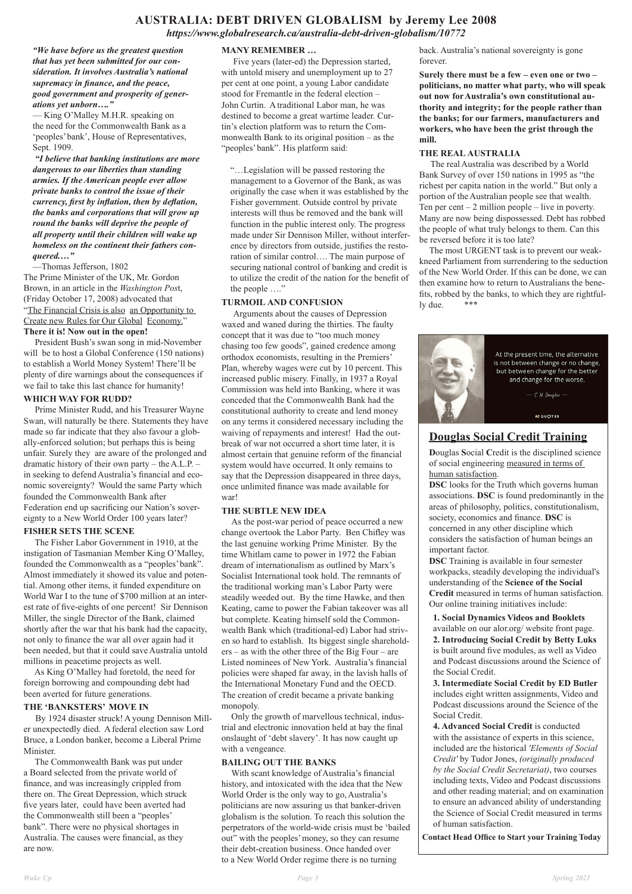# AUSTRALIA: DEBT DRIVEN GLOBALISM by Jeremy Lee 2008

***https://www.globalresearch.ca/australia-debt-driven-globalism/10772***

***"We have before us the greatest question that has yet been submitted for our consideration. It involves Australia's national supremacy in finance, and the peace, good government and prosperity of generations yet unborn…."***

— King O'Malley M.H.R. speaking on the need for the Commonwealth Bank as a 'peoples' bank', House of Representatives, Sept. 1909.

***"I believe that banking institutions are more dangerous to our liberties than standing armies. If the American people ever allow private banks to control the issue of their currency, first by inflation, then by deflation, the banks and corporations that will grow up round the banks will deprive the people of all property until their children will wake up homeless on the continent their fathers conquered.…"***

—Thomas Jefferson, 1802

The Prime Minister of the UK, Mr. Gordon Brown, in an article in the *Washington Post*, (Friday October 17, 2008) advocated that "The Financial Crisis is also an Opportunity to Create new Rules for Our Global Economy."

**There it is! Now out in the open!**

President Bush's swan song in mid-November will be to host a Global Conference (150 nations) to establish a World Money System! There'll be plenty of dire warnings about the consequences if we fail to take this last chance for humanity!

### WHICH WAY FOR RUDD?

Prime Minister Rudd, and his Treasurer Wayne Swan, will naturally be there. Statements they have made so far indicate that they also favour a globally-enforced solution; but perhaps this is being unfair. Surely they are aware of the prolonged and dramatic history of their own party – the A.L.P. – in seeking to defend Australia's financial and economic sovereignty? Would the same Party which founded the Commonwealth Bank after Federation end up sacrificing our Nation's sovereignty to a New World Order 100 years later?

### FISHER SETS THE SCENE

The Fisher Labor Government in 1910, at the instigation of Tasmanian Member King O'Malley, founded the Commonwealth as a "peoples' bank". Almost immediately it showed its value and potential. Among other items, it funded expenditure on World War I to the tune of $700 million at an interest rate of five-eighths of one percent! Sir Dennison Miller, the single Director of the Bank, claimed shortly after the war that his bank had the capacity, not only to finance the war all over again had it been needed, but that it could save Australia untold millions in peacetime projects as well.

As King O'Malley had foretold, the need for foreign borrowing and compounding debt had been averted for future generations.

### THE 'BANKSTERS' MOVE IN

By 1924 disaster struck! A young Dennison Miller unexpectedly died. A federal election saw Lord Bruce, a London banker, become a Liberal Prime Minister.

The Commonwealth Bank was put under a Board selected from the private world of finance, and was increasingly crippled from there on. The Great Depression, which struck five years later, could have been averted had the Commonwealth still been a "peoples' bank". There were no physical shortages in Australia. The causes were financial, as they are now.

### MANY REMEMBER …

Five years (later-ed) the Depression started, with untold misery and unemployment up to 27 per cent at one point, a young Labor candidate stood for Fremantle in the federal election – John Curtin. A traditional Labor man, he was destined to become a great wartime leader. Curtin's election platform was to return the Commonwealth Bank to its original position – as the "peoples' bank". His platform said:

> "…Legislation will be passed restoring the management to a Governor of the Bank, as was originally the case when it was established by the Fisher government. Outside control by private interests will thus be removed and the bank will function in the public interest only. The progress made under Sir Dennison Miller, without interference by directors from outside, justifies the restoration of similar control…. The main purpose of securing national control of banking and credit is to utilize the credit of the nation for the benefit of the people …."

### TURMOIL AND CONFUSION

Arguments about the causes of Depression waxed and waned during the thirties. The faulty concept that it was due to "too much money chasing too few goods", gained credence among orthodox economists, resulting in the Premiers' Plan, whereby wages were cut by 10 percent. This increased public misery. Finally, in 1937 a Royal Commission was held into Banking, where it was conceded that the Commonwealth Bank had the constitutional authority to create and lend money on any terms it considered necessary including the waiving of repayments and interest! Had the outbreak of war not occurred a short time later, it is almost certain that genuine reform of the financial system would have occurred. It only remains to say that the Depression disappeared in three days, once unlimited finance was made available for war!

### THE SUBTLE NEW IDEA

As the post-war period of peace occurred a new change overtook the Labor Party. Ben Chifley was the last genuine working Prime Minister. By the time Whitlam came to power in 1972 the Fabian dream of internationalism as outlined by Marx's Socialist International took hold. The remnants of the traditional working man's Labor Party were steadily weeded out. By the time Hawke, and then Keating, came to power the Fabian takeover was all but complete. Keating himself sold the Commonwealth Bank which (traditional-ed) Labor had striven so hard to establish. Its biggest single shareholders – as with the other three of the Big Four – are Listed nominees of New York. Australia's financial policies were shaped far away, in the lavish halls of the International Monetary Fund and the OECD. The creation of credit became a private banking monopoly.

Only the growth of marvellous technical, industrial and electronic innovation held at bay the final onslaught of 'debt slavery'. It has now caught up with a vengeance.

### BAILING OUT THE BANKS

With scant knowledge of Australia's financial history, and intoxicated with the idea that the New World Order is the only way to go, Australia's politicians are now assuring us that banker-driven globalism is the solution. To reach this solution the perpetrators of the world-wide crisis must be 'bailed out" with the peoples' money, so they can resume their debt-creation business. Once handed over to a New World Order regime there is no turning back. Australia's national sovereignty is gone forever.

**Surely there must be a few – even one or two – politicians, no matter what party, who will speak out now for Australia's own constitutional authority and integrity; for the people rather than the banks; for our farmers, manufacturers and workers, who have been the grist through the mill.**

### THE REAL AUSTRALIA

The real Australia was described by a World Bank Survey of over 150 nations in 1995 as "the richest per capita nation in the world." But only a portion of the Australian people see that wealth. Ten per cent – 2 million people – live in poverty. Many are now being dispossessed. Debt has robbed the people of what truly belongs to them. Can this be reversed before it is too late?

The most URGENT task is to prevent our weak-kneed Parliament from surrendering to the seduction of the New World Order. If this can be done, we can then examine how to return to Australians the benefits, robbed by the banks, to which they are rightfully due. ***

At the present time, the alternative is not between change or no change, but between change for the better and change for the worse.

— C. H. Douglas —

AZ QUOTES

## Douglas Social Credit Training

**D**ouglas **S**ocial **C**redit is the disciplined science of social engineering measured in terms of human satisfaction.

**DSC** looks for the Truth which governs human associations. **DSC** is found predominantly in the areas of philosophy, politics, constitutionalism, society, economics and finance. **DSC** is concerned in any other discipline which considers the satisfaction of human beings an important factor.

**DSC** Training is available in four semester workpacks, steadily developing the individual's understanding of the **Science of the Social Credit** measured in terms of human satisfaction. Our online training initiatives include:

1. **Social Dynamics Videos and Booklets** available on our alor.org/ website front page.
2. **Introducing Social Credit by Betty Luks** is built around five modules, as well as Video and Podcast discussions around the Science of the Social Credit.
3. **Intermediate Social Credit by ED Butler** includes eight written assignments, Video and Podcast discussions around the Science of the Social Credit.
4. **Advanced Social Credit** is conducted with the assistance of experts in this science, included are the historical *'Elements of Social Credit'* by Tudor Jones, *(originally produced by the Social Credit Secretariat)*, two courses including texts, Video and Podcast discussions and other reading material; and on examination to ensure an advanced ability of understanding the Science of Social Credit measured in terms of human satisfaction.

**Contact Head Office to Start your Training Today**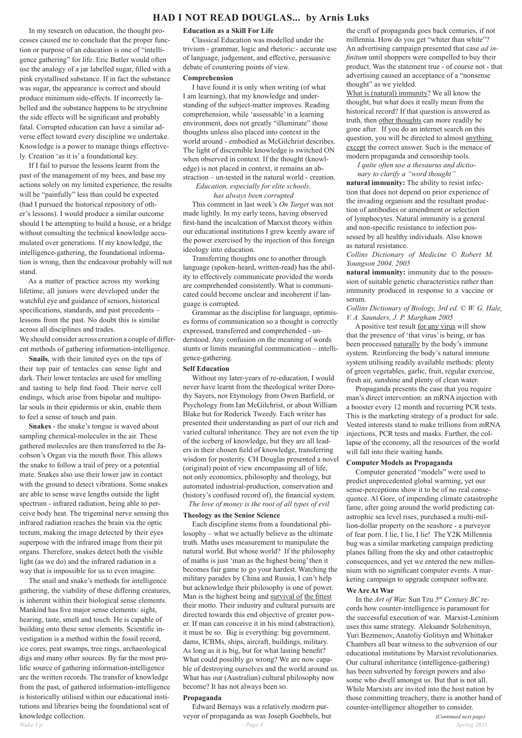# HAD I NOT READ DOUGLAS... by Arnis Luks

In my research on education, the thought processes caused me to conclude that the proper function or purpose of an education is one of "intelligence gathering" for life. Eric Butler would often use the analogy of a jar labelled sugar, filled with a pink crystallised substance. If in fact the substance was sugar, the appearance is correct and should produce minimum side-effects. If incorrectly labelled and the substance happens to be strychnine the side effects will be significant and probably fatal. Corrupted education can have a similar adverse effect toward every discipline we undertake. Knowledge is a power to manage things effectively. Creation 'as it is' a foundational key.

If I fail to pursue the lessons learnt from the past of the management of my bees, and base my actions solely on my limited experience, the results will be "painfully" less than could be expected (had I pursued the historical repository of other's lessons). I would produce a similar outcome should I be attempting to build a house, or a bridge without consulting the technical knowledge accumulated over generations. If my knowledge, the intelligence-gathering, the foundational information is wrong, then the endeavour probably will not stand.

As a matter of practice across my working lifetime, all juniors were developed under the watchful eye and guidance of seniors, historical specifications, standards, and past precedents – lessons from the past. No doubt this is similar across all disciplines and trades.
We should consider across creation a couple of different methods of gathering information-intelligence.

**Snails**, with their limited eyes on the tips of their top pair of tentacles can sense light and dark. Their lower tentacles are used for smelling and tasting to help find food. Their nerve cell endings, which arise from bipolar and multipolar souls in their epidermis or skin, enable them to feel a sense of touch and pain.

**Snakes** - the snake's tongue is waved about sampling chemical-molecules in the air. These gathered molecules are then transferred to the Jacobson's Organ via the mouth floor. This allows the snake to follow a trail of prey or a potential mate. Snakes also use their lower jaw in contact with the ground to detect vibrations. Some snakes are able to sense wave lengths outside the light spectrum - infrared radiation, being able to perceive body heat. The trigeminal nerve sensing this infrared radiation reaches the brain via the optic tectum, making the image detected by their eyes superpose with the infrared image from their pit organs. Therefore, snakes detect both the visible light (as we do) and the infrared radiation in a way that is impossible for us to even imagine.

The snail and snake's methods for intelligence gathering, the viability of these differing creatures, is inherent within their biological sense elements. Mankind has five major sense elements: sight, hearing, taste, smell and touch. He is capable of building onto these sense elements. Scientific investigation is a method within the fossil record, ice cores, peat swamps, tree rings, archaeological digs and many other sources. By far the most prolific source of gathering information-intelligence are the written records. The transfer of knowledge from the past, of gathered information-intelligence is historically utilised within our educational institutions and libraries being the foundational seat of knowledge collection.

### Education as a Skill For Life

Classical Education was modelled under the trivium - grammar, logic and rhetoric:- accurate use of language, judgement, and effective, persuasive debate of countering points of view.

### Comprehension

I have found it is only when writing (of what I am learning), that my knowledge and understanding of the subject-matter improves. Reading comprehension, while 'assessable' in a learning environment, does not greatly "illuminate" those thoughts unless also placed into context in the world around - embodied as McGilchrist describes. The light of discernible knowledge is switched ON when observed in context. If the thought (knowledge) is not placed in context, it remains an abstraction – un-tested in the natural world - creation.

*Education, especially for elite schools, has always been corrupted*

This comment in last week's *On Target* was not made lightly. In my early teens, having observed first-hand the inculcation of Marxist theory within our educational institutions I grew keenly aware of the power exercised by the injection of this foreign ideology into education.

Transferring thoughts one to another through language (spoken-heard, written-read) has the ability to effectively communicate provided the words are comprehended consistently. What is communicated could become unclear and incoherent if language is corrupted.

Grammar as the discipline for language, optimises forms of communication so a thought is correctly expressed, transferred and comprehended - understood. Any confusion on the meaning of words stunts or limits meaningful communication – intelligence-gathering.

### Self Education

Without my later-years of re-education, I would never have learnt from the theological writer Dorothy Sayers, nor Etymology from Owen Barfield, or Psychology from Ian McGilchrist, or about William Blake but for Roderick Tweedy. Each writer has presented their understanding as part of our rich and varied cultural inheritance. They are not even the tip of the iceberg of knowledge, but they are all leaders in their chosen field of knowledge, transferring wisdom for posterity. CH Douglas presented a novel (original) point of view encompassing all of life, not only economics, philosophy and theology, but automated industrial-production, conservation and (history's confused record of), the financial system.

*The love of money is the root of all types of evil*

### Theology as the Senior Science

Each discipline stems from a foundational philosophy – what we actually believe as the ultimate truth. Maths uses measurement to manipulate the natural world. But whose world? If the philosophy of maths is just 'man as the highest being' then it becomes fair game to go your hardest. Watching the military parades by China and Russia, I can't help but acknowledge their philosophy is one of power. Man is the highest being and survival of the fittest their motto. Their industry and cultural pursuits are directed towards this end objective of greater power. If man can conceive it in his mind (abstraction), it must be so. Big is everything: big government, dams, ICBMs, ships, aircraft, buildings, military. As long as it is big, but for what lasting benefit? What could possibly go wrong? We are now capable of destroying ourselves and the world around us. What has our (Australian) cultural philosophy now become? It has not always been so.

### Propaganda

Edward Bernays was a relatively modern purveyor of propaganda as was Joseph Goebbels, but the craft of propaganda goes back centuries, if not millennia. How do you get "whiter than white"? An advertising campaign presented that case *ad infinitum* until shoppers were compelled to buy their product. Was the statement true - of course not - that advertising caused an acceptance of a "nonsense thought" as we yielded.
What is (natural) immunity? We all know the thought, but what does it really mean from the historical record? If that question is answered as truth, then other thoughts can more readily be gone after. If you do an internet search on this question, you will be directed to almost anything except the correct answer. Such is the menace of modern propaganda and censorship tools.

*I quite often use a thesaurus and dictionary to clarify a "word thought"*

**natural immunity:** The ability to resist infection that does not depend on prior experience of the invading organism and the resultant production of antibodies or amendment or selection of lymphocytes. Natural immunity is a general and non-specific resistance to infection possessed by all healthy individuals. Also known as natural resistance.
*Collins Dictionary of Medicine © Robert M. Youngson 2004, 2005*

**natural immunity:** immunity due to the possession of suitable genetic characteristics rather than immunity produced in response to a vaccine or serum.
*Collins Dictionary of Biology, 3rd ed. © W. G. Hale, V. A. Saunders, J. P. Margham 2005*

A positive test result for any virus will show that the presence of 'that virus' is being, or has been processed naturally by the body's immune system. Reinforcing the body's natural immune system utilising readily available methods: plenty of green vegetables, garlic, fruit, regular exercise, fresh air, sunshine and plenty of clean water.

Propaganda presents the case that you require man's direct intervention: an mRNA injection with a booster every 12 month and recurring PCR tests. This is the marketing strategy of a product for sale. Vested interests stand to make trillions from mRNA injections, PCR tests and masks. Further, the collapse of the economy, all the resources of the world will fall into their waiting hands.

### Computer Models as Propaganda

Computer generated "models" were used to predict unprecedented global warming, yet our sense-perceptions show it to be of no real consequence. Al Gore, of impending climate catastrophe fame, after going around the world predicting catastrophic sea level rises, purchased a multi-million-dollar property on the seashore - a purveyor of fear porn. I lie, I lie, I lie! The Y2K Millennia bug was a similar marketing campaign predicting planes falling from the sky and other catastrophic consequences, and yet we entered the new millennium with no significant computer events. A marketing campaign to upgrade computer software.

### We Are At War

In the *Art of War,* Sun Tzu 5th Century BC records how counter-intelligence is paramount for the successful execution of war. Marxist-Leninism uses this same strategy. Aleksandr Solzhenitsyn, Yuri Bezmenov, Anatoliy Golitsyn and Whittaker Chambers all bear witness to the subversion of our educational institutions by Marxist revolutionaries. Our cultural inheritance (intelligence-gathering) has been subverted by foreign powers and also some who dwell amongst us. But that is not all. While Marxists are invited into the host nation by those committing treachery, there is another band of counter-intelligence altogether to consider.

*(Continued next page)*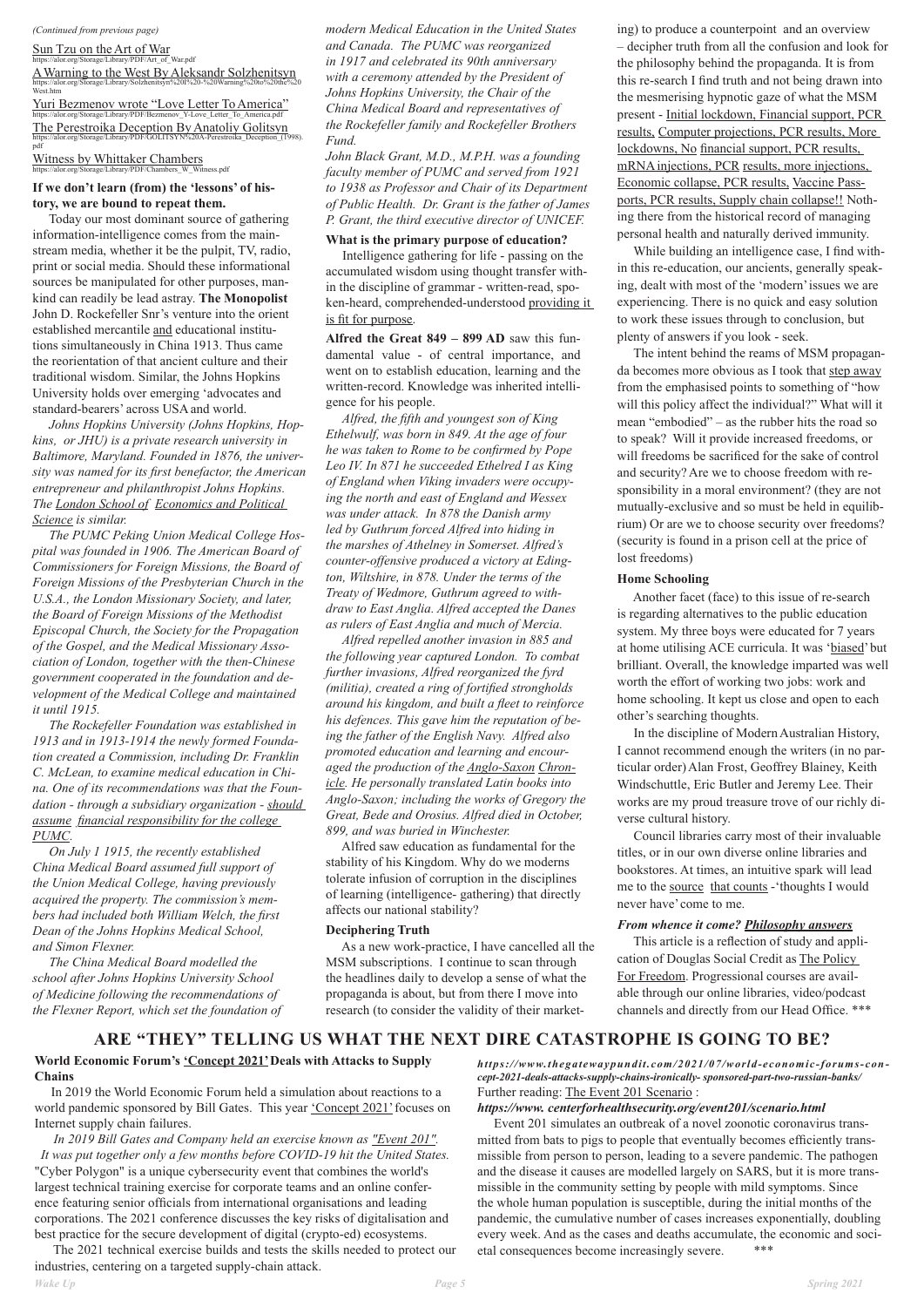*(Continued from previous page)*

Sun Tzu on the Art of War
https://alor.org/Storage/Library/PDF/Art_of_War.pdf

A Warning to the West By Aleksandr Solzhenitsyn
https://alor.org/Storage/Library/Solzhenitsyn%20I%20-%20Warning%20to%20the%20West.htm

Yuri Bezmenov wrote "Love Letter To America"
https://alor.org/Storage/Library/PDF/Bezmenov_Y-Love_Letter_To_America.pdf

The Perestroika Deception By Anatoliy Golitsyn
https://alor.org/Storage/Library/PDF/GOLITSYN%20A-Perestroika_Deception_(1998).pdf

Witness by Whittaker Chambers
https://alor.org/Storage/Library/PDF/Chambers_W_Witness.pdf

**If we don't learn (from) the 'lessons' of history, we are bound to repeat them.**

Today our most dominant source of gathering information-intelligence comes from the mainstream media, whether it be the pulpit, TV, radio, print or social media. Should these informational sources be manipulated for other purposes, mankind can readily be lead astray. **The Monopolist** John D. Rockefeller Snr's venture into the orient established mercantile and educational institutions simultaneously in China 1913. Thus came the reorientation of that ancient culture and their traditional wisdom. Similar, the Johns Hopkins University holds over emerging 'advocates and standard-bearers' across USA and world.

*Johns Hopkins University (Johns Hopkins, Hopkins, or JHU) is a private research university in Baltimore, Maryland. Founded in 1876, the university was named for its first benefactor, the American entrepreneur and philanthropist Johns Hopkins. The London School of Economics and Political Science is similar.*

*The PUMC Peking Union Medical College Hospital was founded in 1906. The American Board of Commissioners for Foreign Missions, the Board of Foreign Missions of the Presbyterian Church in the U.S.A., the London Missionary Society, and later, the Board of Foreign Missions of the Methodist Episcopal Church, the Society for the Propagation of the Gospel, and the Medical Missionary Association of London, together with the then-Chinese government cooperated in the foundation and development of the Medical College and maintained it until 1915.*

*The Rockefeller Foundation was established in 1913 and in 1913-1914 the newly formed Foundation created a Commission, including Dr. Franklin C. McLean, to examine medical education in China. One of its recommendations was that the Foundation - through a subsidiary organization - should assume financial responsibility for the college PUMC.*

*On July 1 1915, the recently established China Medical Board assumed full support of the Union Medical College, having previously acquired the property. The commission's members had included both William Welch, the first Dean of the Johns Hopkins Medical School, and Simon Flexner.*

*The China Medical Board modelled the school after Johns Hopkins University School of Medicine following the recommendations of the Flexner Report, which set the foundation of modern Medical Education in the United States and Canada. The PUMC was reorganized in 1917 and celebrated its 90th anniversary with a ceremony attended by the President of Johns Hopkins University, the Chair of the China Medical Board and representatives of the Rockefeller family and Rockefeller Brothers Fund.*

*John Black Grant, M.D., M.P.H. was a founding faculty member of PUMC and served from 1921 to 1938 as Professor and Chair of its Department of Public Health. Dr. Grant is the father of James P. Grant, the third executive director of UNICEF.*

**What is the primary purpose of education?**

Intelligence gathering for life - passing on the accumulated wisdom using thought transfer within the discipline of grammar - written-read, spoken-heard, comprehended-understood providing it is fit for purpose.

**Alfred the Great 849 – 899 AD** saw this fundamental value - of central importance, and went on to establish education, learning and the written-record. Knowledge was inherited intelligence for his people.

*Alfred, the fifth and youngest son of King Ethelwulf, was born in 849. At the age of four he was taken to Rome to be confirmed by Pope Leo IV. In 871 he succeeded Ethelred I as King of England when Viking invaders were occupying the north and east of England and Wessex was under attack. In 878 the Danish army led by Guthrum forced Alfred into hiding in the marshes of Athelney in Somerset. Alfred's counter-offensive produced a victory at Edington, Wiltshire, in 878. Under the terms of the Treaty of Wedmore, Guthrum agreed to withdraw to East Anglia. Alfred accepted the Danes as rulers of East Anglia and much of Mercia.*

*Alfred repelled another invasion in 885 and the following year captured London. To combat further invasions, Alfred reorganized the fyrd (militia), created a ring of fortified strongholds around his kingdom, and built a fleet to reinforce his defences. This gave him the reputation of being the father of the English Navy. Alfred also promoted education and learning and encouraged the production of the Anglo-Saxon Chronicle. He personally translated Latin books into Anglo-Saxon; including the works of Gregory the Great, Bede and Orosius. Alfred died in October, 899, and was buried in Winchester.*

Alfred saw education as fundamental for the stability of his Kingdom. Why do we moderns tolerate infusion of corruption in the disciplines of learning (intelligence- gathering) that directly affects our national stability?

**Deciphering Truth**

As a new work-practice, I have cancelled all the MSM subscriptions. I continue to scan through the headlines daily to develop a sense of what the propaganda is about, but from there I move into research (to consider the validity of their marketing) to produce a counterpoint and an overview – decipher truth from all the confusion and look for the philosophy behind the propaganda. It is from this re-search I find truth and not being drawn into the mesmerising hypnotic gaze of what the MSM present - Initial lockdown, Financial support, PCR results, Computer projections, PCR results, More lockdowns, No financial support, PCR results, mRNA injections, PCR results, more injections, Economic collapse, PCR results, Vaccine Passports, PCR results, Supply chain collapse!! Nothing there from the historical record of managing personal health and naturally derived immunity.

While building an intelligence case, I find within this re-education, our ancients, generally speaking, dealt with most of the 'modern' issues we are experiencing. There is no quick and easy solution to work these issues through to conclusion, but plenty of answers if you look - seek.

The intent behind the reams of MSM propaganda becomes more obvious as I took that step away from the emphasised points to something of "how will this policy affect the individual?" What will it mean "embodied" – as the rubber hits the road so to speak? Will it provide increased freedoms, or will freedoms be sacrificed for the sake of control and security? Are we to choose freedom with responsibility in a moral environment? (they are not mutually-exclusive and so must be held in equilibrium) Or are we to choose security over freedoms? (security is found in a prison cell at the price of lost freedoms)

**Home Schooling**

Another facet (face) to this issue of re-search is regarding alternatives to the public education system. My three boys were educated for 7 years at home utilising ACE curricula. It was 'biased' but brilliant. Overall, the knowledge imparted was well worth the effort of working two jobs: work and home schooling. It kept us close and open to each other's searching thoughts.

In the discipline of Modern Australian History, I cannot recommend enough the writers (in no particular order) Alan Frost, Geoffrey Blainey, Keith Windschuttle, Eric Butler and Jeremy Lee. Their works are my proud treasure trove of our richly diverse cultural history.

Council libraries carry most of their invaluable titles, or in our own diverse online libraries and bookstores. At times, an intuitive spark will lead me to the source that counts -'thoughts I would never have' come to me.

***From whence it come? Philosophy answers***

This article is a reflection of study and application of Douglas Social Credit as The Policy For Freedom. Progressional courses are available through our online libraries, video/podcast channels and directly from our Head Office. ***

## ARE "THEY" TELLING US WHAT THE NEXT DIRE CATASTROPHE IS GOING TO BE?

**World Economic Forum's 'Concept 2021' Deals with Attacks to Supply Chains**

In 2019 the World Economic Forum held a simulation about reactions to a world pandemic sponsored by Bill Gates. This year 'Concept 2021' focuses on Internet supply chain failures.

*In 2019 Bill Gates and Company held an exercise known as "Event 201". It was put together only a few months before COVID-19 hit the United States.* "Cyber Polygon" is a unique cybersecurity event that combines the world's largest technical training exercise for corporate teams and an online conference featuring senior officials from international organisations and leading corporations. The 2021 conference discusses the key risks of digitalisation and best practice for the secure development of digital (crypto-ed) ecosystems.

The 2021 technical exercise builds and tests the skills needed to protect our industries, centering on a targeted supply-chain attack.

***https://www.thegatewaypundit.com/2021/07/world-economic-forums-concept-2021-deals-attacks-supply-chains-ironically- sponsored-part-two-russian-banks/***

Further reading: The Event 201 Scenario :

***https://www. centerforhealthsecurity.org/event201/scenario.html***

Event 201 simulates an outbreak of a novel zoonotic coronavirus transmitted from bats to pigs to people that eventually becomes efficiently transmissible from person to person, leading to a severe pandemic. The pathogen and the disease it causes are modelled largely on SARS, but it is more transmissible in the community setting by people with mild symptoms. Since the whole human population is susceptible, during the initial months of the pandemic, the cumulative number of cases increases exponentially, doubling every week. And as the cases and deaths accumulate, the economic and societal consequences become increasingly severe. ***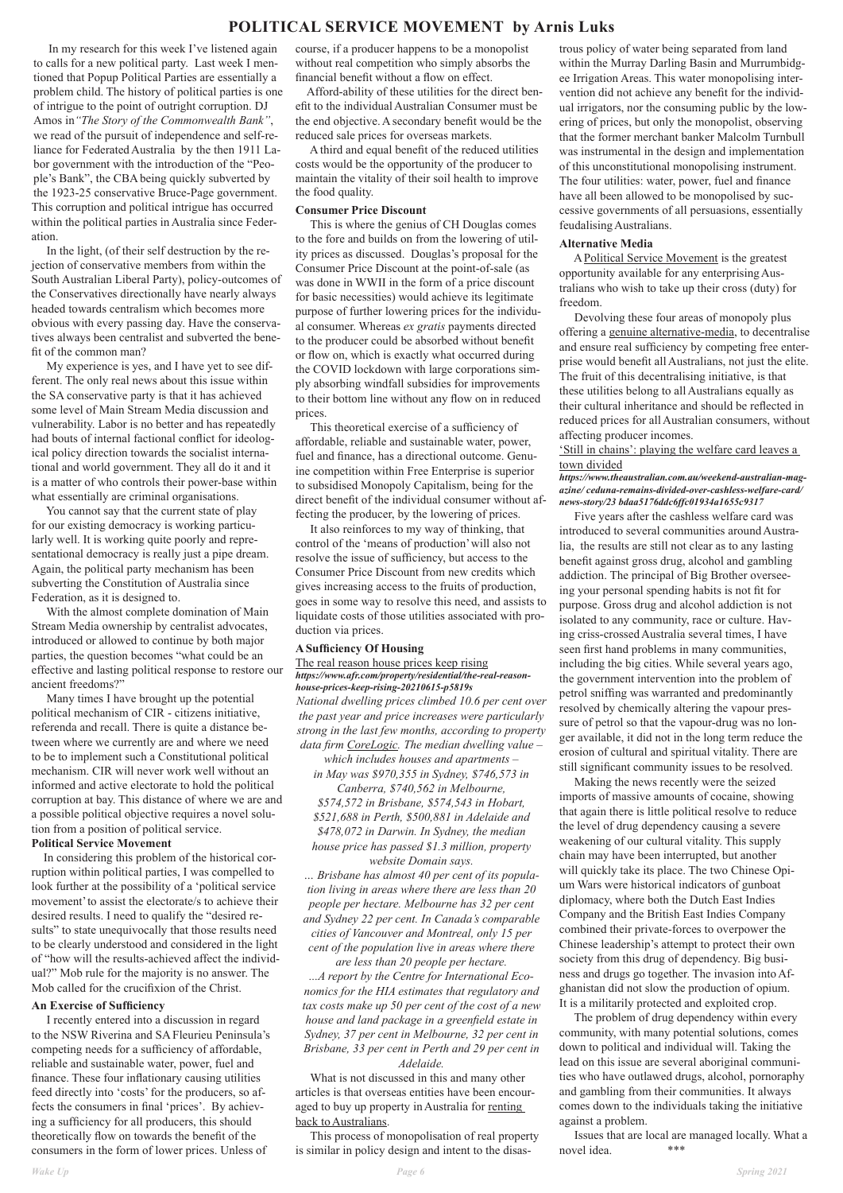# POLITICAL SERVICE MOVEMENT by Arnis Luks

In my research for this week I've listened again to calls for a new political party. Last week I mentioned that Popup Political Parties are essentially a problem child. The history of political parties is one of intrigue to the point of outright corruption. DJ Amos in *"The Story of the Commonwealth Bank"*, we read of the pursuit of independence and self-reliance for Federated Australia by the then 1911 Labor government with the introduction of the "People's Bank", the CBA being quickly subverted by the 1923-25 conservative Bruce-Page government. This corruption and political intrigue has occurred within the political parties in Australia since Federation.

In the light, (of their self destruction by the rejection of conservative members from within the South Australian Liberal Party), policy-outcomes of the Conservatives directionally have nearly always headed towards centralism which becomes more obvious with every passing day. Have the conservatives always been centralist and subverted the benefit of the common man?

My experience is yes, and I have yet to see different. The only real news about this issue within the SA conservative party is that it has achieved some level of Main Stream Media discussion and vulnerability. Labor is no better and has repeatedly had bouts of internal factional conflict for ideological policy direction towards the socialist international and world government. They all do it and it is a matter of who controls their power-base within what essentially are criminal organisations.

You cannot say that the current state of play for our existing democracy is working particularly well. It is working quite poorly and representational democracy is really just a pipe dream. Again, the political party mechanism has been subverting the Constitution of Australia since Federation, as it is designed to.

With the almost complete domination of Main Stream Media ownership by centralist advocates, introduced or allowed to continue by both major parties, the question becomes "what could be an effective and lasting political response to restore our ancient freedoms?"

Many times I have brought up the potential political mechanism of CIR - citizens initiative, referenda and recall. There is quite a distance between where we currently are and where we need to be to implement such a Constitutional political mechanism. CIR will never work well without an informed and active electorate to hold the political corruption at bay. This distance of where we are and a possible political objective requires a novel solution from a position of political service.

### Political Service Movement

In considering this problem of the historical corruption within political parties, I was compelled to look further at the possibility of a 'political service movement' to assist the electorate/s to achieve their desired results. I need to qualify the "desired results" to state unequivocally that those results need to be clearly understood and considered in the light of "how will the results-achieved affect the individual?" Mob rule for the majority is no answer. The Mob called for the crucifixion of the Christ.

### An Exercise of Sufficiency

I recently entered into a discussion in regard to the NSW Riverina and SA Fleurieu Peninsula's competing needs for a sufficiency of affordable, reliable and sustainable water, power, fuel and finance. These four inflationary causing utilities feed directly into 'costs' for the producers, so affects the consumers in final 'prices'. By achieving a sufficiency for all producers, this should theoretically flow on towards the benefit of the consumers in the form of lower prices. Unless of course, if a producer happens to be a monopolist without real competition who simply absorbs the financial benefit without a flow on effect.

Afford-ability of these utilities for the direct benefit to the individual Australian Consumer must be the end objective. A secondary benefit would be the reduced sale prices for overseas markets.

A third and equal benefit of the reduced utilities costs would be the opportunity of the producer to maintain the vitality of their soil health to improve the food quality.

### Consumer Price Discount

This is where the genius of CH Douglas comes to the fore and builds on from the lowering of utility prices as discussed. Douglas's proposal for the Consumer Price Discount at the point-of-sale (as was done in WWII in the form of a price discount for basic necessities) would achieve its legitimate purpose of further lowering prices for the individual consumer. Whereas *ex gratis* payments directed to the producer could be absorbed without benefit or flow on, which is exactly what occurred during the COVID lockdown with large corporations simply absorbing windfall subsidies for improvements to their bottom line without any flow on in reduced prices.

This theoretical exercise of a sufficiency of affordable, reliable and sustainable water, power, fuel and finance, has a directional outcome. Genuine competition within Free Enterprise is superior to subsidised Monopoly Capitalism, being for the direct benefit of the individual consumer without affecting the producer, by the lowering of prices.

It also reinforces to my way of thinking, that control of the 'means of production' will also not resolve the issue of sufficiency, but access to the Consumer Price Discount from new credits which gives increasing access to the fruits of production, goes in some way to resolve this need, and assists to liquidate costs of those utilities associated with production via prices.

### A Sufficiency Of Housing

The real reason house prices keep rising
***https://www.afr.com/property/residential/the-real-reason-house-prices-keep-rising-20210615-p5819s***

*National dwelling prices climbed 10.6 per cent over the past year and price increases were particularly strong in the last few months, according to property data firm CoreLogic. The median dwelling value – which includes houses and apartments – in May was $970,355 in Sydney, $746,573 in Canberra, $740,562 in Melbourne, $574,572 in Brisbane, $574,543 in Hobart, $521,688 in Perth, $500,881 in Adelaide and $478,072 in Darwin. In Sydney, the median house price has passed $1.3 million, property website Domain says.*

*… Brisbane has almost 40 per cent of its population living in areas where there are less than 20 people per hectare. Melbourne has 32 per cent and Sydney 22 per cent. In Canada's comparable cities of Vancouver and Montreal, only 15 per cent of the population live in areas where there are less than 20 people per hectare.*

*...A report by the Centre for International Economics for the HIA estimates that regulatory and tax costs make up 50 per cent of the cost of a new house and land package in a greenfield estate in Sydney, 37 per cent in Melbourne, 32 per cent in Brisbane, 33 per cent in Perth and 29 per cent in Adelaide.*

What is not discussed in this and many other articles is that overseas entities have been encouraged to buy up property in Australia for renting back to Australians.

This process of monopolisation of real property is similar in policy design and intent to the disastrous policy of water being separated from land within the Murray Darling Basin and Murrumbidgee Irrigation Areas. This water monopolising intervention did not achieve any benefit for the individual irrigators, nor the consuming public by the lowering of prices, but only the monopolist, observing that the former merchant banker Malcolm Turnbull was instrumental in the design and implementation of this unconstitutional monopolising instrument. The four utilities: water, power, fuel and finance have all been allowed to be monopolised by successive governments of all persuasions, essentially feudalising Australians.

### Alternative Media

A Political Service Movement is the greatest opportunity available for any enterprising Australians who wish to take up their cross (duty) for freedom.

Devolving these four areas of monopoly plus offering a genuine alternative-media, to decentralise and ensure real sufficiency by competing free enterprise would benefit all Australians, not just the elite. The fruit of this decentralising initiative, is that these utilities belong to all Australians equally as their cultural inheritance and should be reflected in reduced prices for all Australian consumers, without affecting producer incomes.

'Still in chains': playing the welfare card leaves a town divided
***https://www.theaustralian.com.au/weekend-australian-magazine/ceduna-remains-divided-over-cashless-welfare-card/news-story/23bdaa5176ddc6ffc01934a1655c9317***

Five years after the cashless welfare card was introduced to several communities around Australia, the results are still not clear as to any lasting benefit against gross drug, alcohol and gambling addiction. The principal of Big Brother overseeing your personal spending habits is not fit for purpose. Gross drug and alcohol addiction is not isolated to any community, race or culture. Having criss-crossed Australia several times, I have seen first hand problems in many communities, including the big cities. While several years ago, the government intervention into the problem of petrol sniffing was warranted and predominantly resolved by chemically altering the vapour pressure of petrol so that the vapour-drug was no longer available, it did not in the long term reduce the erosion of cultural and spiritual vitality. There are still significant community issues to be resolved.

Making the news recently were the seized imports of massive amounts of cocaine, showing that again there is little political resolve to reduce the level of drug dependency causing a severe weakening of our cultural vitality. This supply chain may have been interrupted, but another will quickly take its place. The two Chinese Opium Wars were historical indicators of gunboat diplomacy, where both the Dutch East Indies Company and the British East Indies Company combined their private-forces to overpower the Chinese leadership's attempt to protect their own society from this drug of dependency. Big business and drugs go together. The invasion into Afghanistan did not slow the production of opium. It is a militarily protected and exploited crop.

The problem of drug dependency within every community, with many potential solutions, comes down to political and individual will. Taking the lead on this issue are several aboriginal communities who have outlawed drugs, alcohol, pornography and gambling from their communities. It always comes down to the individuals taking the initiative against a problem.

Issues that are local are managed locally. What a novel idea. ***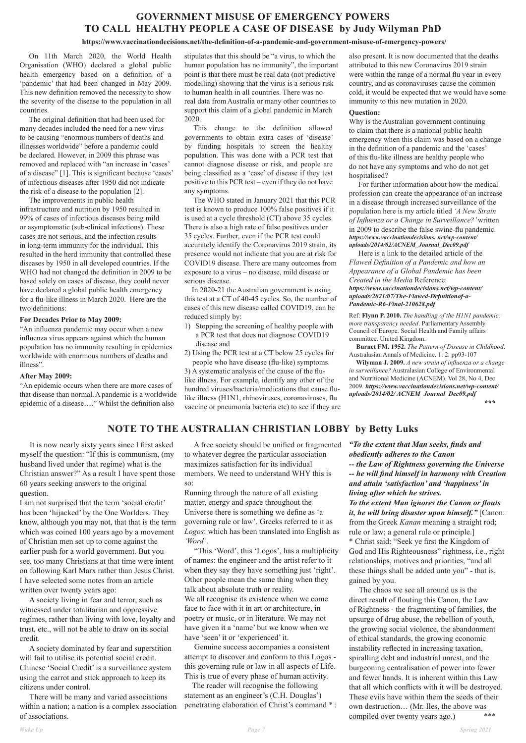# GOVERNMENT MISUSE OF EMERGENCY POWERS TO CALL HEALTHY PEOPLE A CASE OF DISEASE by Judy Wilyman PhD

**https://www.vaccinationdecisions.net/the-definition-of-a-pandemic-and-government-misuse-of-emergency-powers/**

On 11th March 2020, the World Health Organisation (WHO) declared a global public health emergency based on a definition of a 'pandemic' that had been changed in May 2009. This new definition removed the necessity to show the severity of the disease to the population in all countries.

The original definition that had been used for many decades included the need for a new virus to be causing "enormous numbers of deaths and illnesses worldwide" before a pandemic could be declared. However, in 2009 this phrase was removed and replaced with "an increase in 'cases' of a disease" [1]. This is significant because 'cases' of infectious diseases after 1950 did not indicate the risk of a disease to the population [2].

The improvements in public health infrastructure and nutrition by 1950 resulted in 99% of cases of infectious diseases being mild or asymptomatic (sub-clinical infections). These cases are not serious, and the infection results in long-term immunity for the individual. This resulted in the herd immunity that controlled these diseases by 1950 in all developed countries. If the WHO had not changed the definition in 2009 to be based solely on cases of disease, they could never have declared a global public health emergency for a flu-like illness in March 2020. Here are the two definitions:

**For Decades Prior to May 2009:**

"An influenza pandemic may occur when a new influenza virus appears against which the human population has no immunity resulting in epidemics worldwide with enormous numbers of deaths and illness".

**After May 2009:**

"An epidemic occurs when there are more cases of that disease than normal. A pandemic is a worldwide epidemic of a disease…." Whilst the definition also stipulates that this should be "a virus, to which the human population has no immunity", the important point is that there must be real data (not predictive modelling) showing that the virus is a serious risk to human health in all countries. There was no real data from Australia or many other countries to support this claim of a global pandemic in March 2020.

This change to the definition allowed governments to obtain extra cases of 'disease' by funding hospitals to screen the healthy population. This was done with a PCR test that cannot diagnose disease or risk, and people are being classified as a 'case' of disease if they test positive to this PCR test – even if they do not have any symptoms.

The WHO stated in January 2021 that this PCR test is known to produce 100% false positives if it is used at a cycle threshold (CT) above 35 cycles. There is also a high rate of false positives under 35 cycles. Further, even if the PCR test could accurately identify the Coronavirus 2019 strain, its presence would not indicate that you are at risk for COVID19 disease. There are many outcomes from exposure to a virus – no disease, mild disease or serious disease.

In 2020-21 the Australian government is using this test at a CT of 40-45 cycles. So, the number of cases of this new disease called COVID19, can be reduced simply by:

1) Stopping the screening of healthy people with a PCR test that does not diagnose COVID19 disease and
2) Using the PCR test at a CT below 25 cycles for people who have disease (flu-like) symptoms.
3) A systematic analysis of the cause of the flu-like illness. For example, identify any other of the hundred viruses/bacteria/medications that cause flu-like illness (H1N1, rhinoviruses, coronaviruses, flu vaccine or pneumonia bacteria etc) to see if they are also present. It is now documented that the deaths attributed to this new Coronavirus 2019 strain were within the range of a normal flu year in every country, and as coronaviruses cause the common cold, it would be expected that we would have some immunity to this new mutation in 2020.

**Question:**

Why is the Australian government continuing to claim that there is a national public health emergency when this claim was based on a change in the definition of a pandemic and the 'cases' of this flu-like illness are healthy people who do not have any symptoms and who do not get hospitalised?

For further information about how the medical profession can create the appearance of an increase in a disease through increased surveillance of the population here is my article titled *'A New Strain of Influenza or a Change in Surveillance?'* written in 2009 to describe the false swine-flu pandemic. ***https://www.vaccinationdecisions. net/wp-content/uploads/2014/02/ACNEM_Journal_Dec09.pdf***

Here is a link to the detailed article of the *Flawed Definition of a Pandemic and how an Appearance of a Global Pandemic has been Created in the Media* Reference: ***https://www.vaccinationdecisions.net/wp-content/uploads/2021/07/The-Flawed-Definitionof-a-Pandemic-R6-Final-210628.pdf***

Ref: **Flynn P. 2010.** *The handling of the H1N1 pandemic: more transparency needed*. Parliamentary Assembly Council of Europe. Social Health and Family affairs committee. United Kingdom.

**Burnet FM. 1952.** *The Pattern of Disease in Childhood*. Australasian Annals of Medicine. 1: 2: pp93-107

**Wilyman J. 2009.** *A new strain of influenza or a change in surveillance?* Australasian College of Environmental and Nutritional Medicine (ACNEM). Vol 28, No 4, Dec 2009. ***https://www.vaccinationdecisions.net/wp-content/uploads/2014/02/ ACNEM_Journal_Dec09.pdf***

\*\*\*

# NOTE TO THE AUSTRALIAN CHRISTIAN LOBBY by Betty Luks

It is now nearly sixty years since I first asked myself the question: "If this is communism, (my husband lived under that regime) what is the Christian answer?" As a result I have spent those 60 years seeking answers to the original question.

I am not surprised that the term 'social credit' has been 'hijacked' by the One Worlders. They know, although you may not, that that is the term which was coined 100 years ago by a movement of Christian men set up to come against the earlier push for a world government. But you see, too many Christians at that time were intent on following Karl Marx rather than Jesus Christ. I have selected some notes from an article written over twenty years ago:

A society living in fear and terror, such as witnessed under totalitarian and oppressive regimes, rather than living with love, loyalty and trust, etc., will not be able to draw on its social credit.

A society dominated by fear and superstition will fail to utilise its potential social credit. Chinese 'Social Credit' is a surveillance system using the carrot and stick approach to keep its citizens under control.

There will be many and varied associations within a nation; a nation is a complex association of associations.

A free society should be unified or fragmented to whatever degree the particular association maximizes satisfaction for its individual members. We need to understand WHY this is so:

Running through the nature of all existing matter, energy and space throughout the Universe there is something we define as 'a governing rule or law'. Greeks referred to it as *Logos*: which has been translated into English as *'Word'*.

"This 'Word', this 'Logos', has a multiplicity of names: the engineer and the artist refer to it when they say they have something just 'right'. Other people mean the same thing when they talk about absolute truth or reality.

We all recognise its existence when we come face to face with it in art or architecture, in poetry or music, or in literature. We may not have given it a 'name' but we know when we have 'seen' it or 'experienced' it.

Genuine success accompanies a consistent attempt to discover and conform to this Logos - this governing rule or law in all aspects of Life. This is true of every phase of human activity.

The reader will recognise the following statement as an engineer's (C.H. Douglas') penetrating elaboration of Christ's command * :

***"To the extent that Man seeks, finds and obediently adheres to the Canon -- the Law of Rightness governing the Universe -- he will find himself in harmony with Creation and attain 'satisfaction' and 'happiness' in living after which he strives.***

***To the extent Man ignores the Canon or flouts it, he will bring disaster upon himself."*** [Canon: from the Greek *Kanan* meaning a straight rod; rule or law; a general rule or principle.]

\* Christ said: "Seek ye first the Kingdom of God and His Righteousness" rightness, i.e., right relationships, motives and priorities, "and all these things shall be added unto you" - that is, gained by you.

The chaos we see all around us is the direct result of flouting this Canon, the Law of Rightness - the fragmenting of families, the upsurge of drug abuse, the rebellion of youth, the growing social violence, the abandonment of ethical standards, the growing economic instability reflected in increasing taxation, spiralling debt and industrial unrest, and the burgeoning centralisation of power into fewer and fewer hands. It is inherent within this Law that all which conflicts with it will be destroyed. These evils have within them the seeds of their own destruction… <u>(Mr. Iles, the above was compiled over twenty years ago.)</u>

\*\*\*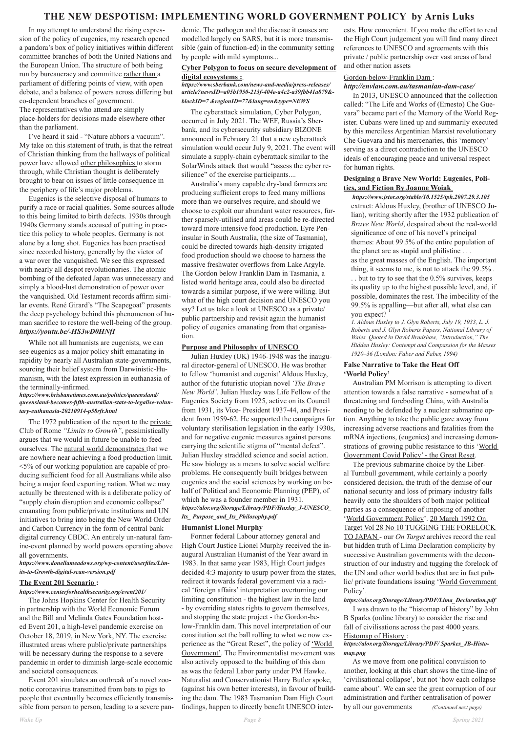# THE NEW DESPOTISM: IMPLEMENTING WORLD GOVERNMENT POLICY by Arnis Luks

In my attempt to understand the rising expression of the policy of eugenics, my research opened a pandora's box of policy initiatives within different committee branches of both the United Nations and the European Union. The structure of both being run by bureaucracy and committee rather than a parliament of differing points of view, with open debate, and a balance of powers across differing but co-dependent branches of government. The representatives who attend are simply place-holders for decisions made elsewhere other than the parliament.

I've heard it said - "Nature abhors a vacuum". My take on this statement of truth, is that the retreat of Christian thinking from the hallways of political power have allowed other philosophies to storm through, while Christian thought is deliberately brought to bear on issues of little consequence in the periphery of life's major problems.

Eugenics is the selective disposal of humans to purify a race or racial qualities. Some sources allude to this being limited to birth defects. 1930s through 1940s Germany stands accused of putting in practice this policy to whole peoples. Germany is not alone by a long shot. Eugenics has been practised since recorded history, generally by the victor of a war over the vanquished. We see this expressed with nearly all despot revolutionaries. The atomic bombing of the defeated Japan was unnecessary and simply a blood-lust demonstration of power over the vanquished. Old Testament records affirm similar events. René Girard's "The Scapegoat" presents the deep psychology behind this phenomenon of human sacrifice to restore the well-being of the group. ***https://youtu.be/-HS3wD0HNfI***

While not all humanists are eugenists, we can see eugenics as a major policy shift emanating in rapidity by nearly all Australian state-governments, sourcing their belief system from Darwinistic-Humanism, with the latest expression in euthanasia of the terminally-infirmed.
***https://www.brisbanetimes.com.au/politics/queensland/queensland-becomes-fifth-australian-state-to-legalise-voluntary-euthanasia-20210914-p58rfr.html***

The 1972 publication of the report to the private Club of Rome *"Limits to Growth"*, pessimistically argues that we would in future be unable to feed ourselves. The natural world demonstrates that we are nowhere near achieving a food production limit. <5% of our working population are capable of producing sufficient food for all Australians while also being a major food exporting nation. What we may actually be threatened with is a deliberate policy of "supply chain disruption and economic collapse" emanating from public/private institutions and UN initiatives to bring into being the New World Order and Carbon Currency in the form of central bank digital currency CBDC. An entirely un-natural famine-event planned by world powers operating above all governments.
***https://www.donellameadows.org/wp-content/userfiles/Limits-to-Growth-digital-scan-version.pdf***

**The Event 201 Scenario :**
***https://www.centerforhealthsecurity.org/event201/***

The Johns Hopkins Center for Health Security in partnership with the World Economic Forum and the Bill and Melinda Gates Foundation hosted Event 201, a high-level pandemic exercise on October 18, 2019, in New York, NY. The exercise illustrated areas where public/private partnerships will be necessary during the response to a severe pandemic in order to diminish large-scale economic and societal consequences.

Event 201 simulates an outbreak of a novel zoonotic coronavirus transmitted from bats to pigs to people that eventually becomes efficiently transmissible from person to person, leading to a severe pandemic. The pathogen and the disease it causes are modelled largely on SARS, but it is more transmissible (gain of function-ed) in the community setting by people with mild symptoms...

**Cyber Polygon to focus on secure development of digital ecosystems :**
***https://www.sberbank.com/news-and-media/press-releases/article?newsID=a05b1950-213f-404e-a4c2-a39fbb41a879&-blockID=7 &regionID=77&lang=en&type=NEWS***

The cyberattack simulation, Cyber Polygon, occurred in July 2021. The WEF, Russia's Sberbank, and its cybersecurity subsidiary BIZONE announced in February 21 that a new cyberattack simulation would occur July 9, 2021. The event will simulate a supply-chain cyberattack similar to the SolarWinds attack that would "assess the cyber resilience" of the exercise participants....

Australia's many capable dry-land farmers are producing sufficient crops to feed many millions more than we ourselves require, and should we choose to exploit our abundant water resources, further sparsely-utilised arid areas could be re-directed toward more intensive food production. Eyre Peninsular in South Australia, (the size of Tasmania), could be directed towards high-density irrigated food production should we choose to harness the massive freshwater overflows from Lake Argyle. The Gordon below Franklin Dam in Tasmania, a listed world heritage area, could also be directed towards a similar purpose, if we were willing. But what of the high court decision and UNESCO you say? Let us take a look at UNESCO as a private/public partnership and revisit again the humanist policy of eugenics emanating from that organisation.

**Purpose and Philosophy of UNESCO**

Julian Huxley (UK) 1946-1948 was the inaugural director-general of UNESCO. He was brother to fellow 'humanist and eugenist' Aldous Huxley, author of the futuristic utopian novel *'The Brave New World'*. Julian Huxley was Life Fellow of the Eugenics Society from 1925, active on its Council from 1931, its Vice- President 1937-44, and President from 1959-62. He supported the campaigns for voluntary sterilisation legislation in the early 1930s, and for negative eugenic measures against persons carrying the scientific stigma of "mental defect". Julian Huxley straddled science and social action. He saw biology as a means to solve social welfare problems. He consequently built bridges between eugenics and the social sciences by working on behalf of Political and Economic Planning (PEP), of which he was a founder member in 1931.
***https://alor.org/Storage/Library/PDF/Huxley_J-UNESCO_Its_ Purpose_and_Its_Philosophy.pdf***

**Humanist Lionel Murphy**

Former federal Labour attorney general and High Court Justice Lionel Murphy received the inaugural Australian Humanist of the Year award in 1983. In that same year 1983, High Court judges decided 4:3 majority to usurp power from the states, redirect it towards federal government via a radical 'foreign affairs' interpretation overturning our limiting constitution - the highest law in the land - by overriding states rights to govern themselves, and stopping the state project - the Gordon-below-Franklin dam. This novel interpretation of our constitution set the ball rolling to what we now experience as the "Great Reset", the policy of 'World Government'. The Environmentalist movement was also actively opposed to the building of this dam as was the federal Labor party under PM Hawke. Naturalist and Conservationist Harry Butler spoke, (against his own better interests), in favour of building the dam. The 1983 Tasmanian Dam High Court findings, happen to directly benefit UNESCO interests. How convenient. If you make the effort to read the High Court judgement you will find many direct references to UNESCO and agreements with this private / public partnership over vast areas of land and other nation assets

Gordon-below-Franklin Dam :
***http://envlaw.com.au/tasmanian-dam-case/***

In 2013, UNESCO announced that the collection called: "The Life and Works of (Ernesto) Che Guevara" became part of the Memory of the World Register. Cubans were lined up and summarily executed by this merciless Argentinian Marxist revolutionary Che Guevara and his mercenaries, this 'memory' serving as a direct contradiction to the UNESCO ideals of encouraging peace and universal respect for human rights.

**Designing a Brave New World: Eugenics, Politics, and Fiction By Joanne Woiak**
***https://www.jstor.org/stable/10.1525/tph.2007.29.3.105***

extract: Aldous Huxley, (brother of UNESCO Julian), writing shortly after the 1932 publication of *Brave New World*, despaired about the real-world significance of one of his novel's principal themes: About 99.5% of the entire population of the planet are as stupid and philistine . . . as the great masses of the English. The important thing, it seems to me, is not to attack the 99.5% . . . but to try to see that the 0.5% survives, keeps its quality up to the highest possible level, and, if possible, dominates the rest. The imbecility of the 99.5% is appalling—but after all, what else can you expect? [1]

*1. Aldous Huxley to J. Glyn Roberts, July 19, 1933, L. J. Roberts and J. Glyn Roberts Papers, National Library of Wales. Quoted in David Bradshaw, "Introduction," The Hidden Huxley: Contempt and Compassion for the Masses 1920–36 (London: Faber and Faber, 1994)*

**False Narrative to Take the Heat Off 'World Policy'**

Australian PM Morrison is attempting to divert attention towards a false narrative - somewhat of a threatening and foreboding China, with Australia needing to be defended by a nuclear submarine option. Anything to take the public gaze away from increasing adverse reactions and fatalities from the mRNA injections, (eugenics) and increasing demonstrations of growing public resistance to this 'World Government Covid Policy' - the Great Reset.

The previous submarine choice by the Liberal Turnbull government, while certainly a poorly considered decision, the truth of the demise of our national security and loss of primary industry falls heavily onto the shoulders of both major political parties as a consequence of imposing of another 'World Government Policy'. 20 March 1992 On Target Vol 28 No 10 TUGGING THE FORELOCK TO JAPAN - our *On Target* archives record the real but hidden truth of Lima Declaration complicity by successive Australian governments with the deconstruction of our industry and tugging the forelock of the UN and other world bodies that are in fact public/ private foundations issuing 'World Government Policy'.
***https://alor.org/Storage/Library/PDF/Lima_Declaration.pdf***

I was drawn to the "histomap of history" by John B Sparks (online library) to consider the rise and fall of civilisations across the past 4000 years.
Histomap of History :
***https://alor.org/Storage/Library/PDF/ Sparkes_JB-Histomap.png***

As we move from one political convulsion to another, looking at this chart shows the time-line of 'civilisational collapse', but not 'how each collapse came about'. We can see the great corruption of our administration and further centralisation of power by all our governments *(Continued next page)*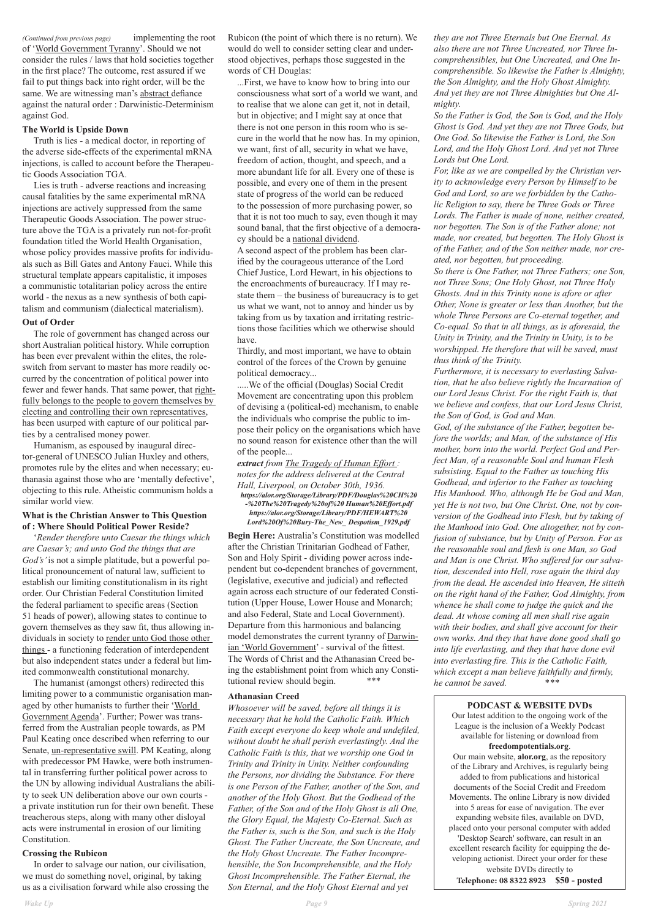*(Continued from previous page)* implementing the root of '<u>World Government Tyranny</u>'. Should we not consider the rules / laws that hold societies together in the first place? The outcome, rest assured if we fail to put things back into right order, will be the same. We are witnessing man's <u>abstract</u> defiance against the natural order : Darwinistic-Determinism against God.

### The World is Upside Down

Truth is lies - a medical doctor, in reporting of the adverse side-effects of the experimental mRNA injections, is called to account before the Therapeutic Goods Association TGA.

Lies is truth - adverse reactions and increasing causal fatalities by the same experimental mRNA injections are actively suppressed from the same Therapeutic Goods Association. The power structure above the TGA is a privately run not-for-profit foundation titled the World Health Organisation, whose policy provides massive profits for individuals such as Bill Gates and Antony Fauci. While this structural template appears capitalistic, it imposes a communistic totalitarian policy across the entire world - the nexus as a new synthesis of both capitalism and communism (dialectical materialism).

### Out of Order

The role of government has changed across our short Australian political history. While corruption has been ever prevalent within the elites, the role-switch from servant to master has more readily occurred by the concentration of political power into fewer and fewer hands. That same power, that <u>rightfully belongs to the people to govern themselves by electing and controlling their own representatives</u>, has been usurped with capture of our political parties by a centralised money power.

Humanism, as espoused by inaugural director-general of UNESCO Julian Huxley and others, promotes rule by the elites and when necessary; euthanasia against those who are 'mentally defective', objecting to this rule. Atheistic communism holds a similar world view.

### What is the Christian Answer to This Question of : Where Should Political Power Reside?

'*Render therefore unto Caesar the things which are Caesar's; and unto God the things that are God's'* is not a simple platitude, but a powerful political pronouncement of natural law, sufficient to establish our limiting constitutionalism in its right order. Our Christian Federal Constitution limited the federal parliament to specific areas (Section 51 heads of power), allowing states to continue to govern themselves as they saw fit, thus allowing individuals in society to <u>render unto God those other things</u> - a functioning federation of interdependent but also independent states under a federal but limited commonwealth constitutional monarchy.

The humanist (amongst others) redirected this limiting power to a communistic organisation managed by other humanists to further their '<u>World Government Agenda</u>'. Further; Power was transferred from the Australian people towards, as PM Paul Keating once described when referring to our Senate, <u>un-representative swill</u>. PM Keating, along with predecessor PM Hawke, were both instrumental in transferring further political power across to the UN by allowing individual Australians the ability to seek UN deliberation above our own courts - a private institution run for their own benefit. These treacherous steps, along with many other disloyal acts were instrumental in erosion of our limiting Constitution.

### Crossing the Rubicon

In order to salvage our nation, our civilisation, we must do something novel, original, by taking us as a civilisation forward while also crossing the Rubicon (the point of which there is no return). We would do well to consider setting clear and understood objectives, perhaps those suggested in the words of CH Douglas:

> ...First, we have to know how to bring into our consciousness what sort of a world we want, and to realise that we alone can get it, not in detail, but in objective; and I might say at once that there is not one person in this room who is secure in the world that he now has. In my opinion, we want, first of all, security in what we have, freedom of action, thought, and speech, and a more abundant life for all. Every one of these is possible, and every one of them in the present state of progress of the world can be reduced to the possession of more purchasing power, so that it is not too much to say, even though it may sound banal, that the first objective of a democracy should be a <u>national dividend</u>.
>
> A second aspect of the problem has been clarified by the courageous utterance of the Lord Chief Justice, Lord Hewart, in his objections to the encroachments of bureaucracy. If I may restate them – the business of bureaucracy is to get us what we want, not to annoy and hinder us by taking from us by taxation and irritating restrictions those facilities which we otherwise should have.
>
> Thirdly, and most important, we have to obtain control of the forces of the Crown by genuine political democracy...
>
> .....We of the official (Douglas) Social Credit Movement are concentrating upon this problem of devising a (political-ed) mechanism, to enable the individuals who comprise the public to impose their policy on the organisations which have no sound reason for existence other than the will of the people...

***extract*** *from <u>The Tragedy of Human Effort</u> : notes for the address delivered at the Central Hall, Liverpool, on October 30th, 1936.*

***https://alor.org/Storage/Library/PDF/Douglas%20CH%20-%20The%20Tragedy%20of%20 Human%20Effort.pdf***
***https://alor.org/Storage/Library/PDF/HEWART%20 Lord%20Of%20Bury-The_New_ Despotism_1929.pdf***

**Begin Here:** Australia's Constitution was modelled after the Christian Trinitarian Godhead of Father, Son and Holy Spirit - dividing power across independent but co-dependent branches of government, (legislative, executive and judicial) and reflected again across each structure of our federated Constitution (Upper House, Lower House and Monarch; and also Federal, State and Local Government). Departure from this harmonious and balancing model demonstrates the current tyranny of <u>Darwinian 'World Government</u>' - survival of the fittest. The Words of Christ and the Athanasian Creed being the establishment point from which any Constitutional review should begin. \*\*\*

### Athanasian Creed

*Whosoever will be saved, before all things it is necessary that he hold the Catholic Faith. Which Faith except everyone do keep whole and undefiled, without doubt he shall perish everlastingly. And the Catholic Faith is this, that we worship one God in Trinity and Trinity in Unity. Neither confounding the Persons, nor dividing the Substance. For there is one Person of the Father, another of the Son, and another of the Holy Ghost. But the Godhead of the Father, of the Son and of the Holy Ghost is all One, the Glory Equal, the Majesty Co-Eternal. Such as the Father is, such is the Son, and such is the Holy Ghost. The Father Uncreate, the Son Uncreate, and the Holy Ghost Uncreate. The Father Incomprehensible, the Son Incomprehensible, and the Holy Ghost Incomprehensible. The Father Eternal, the Son Eternal, and the Holy Ghost Eternal and yet they are not Three Eternals but One Eternal. As also there are not Three Uncreated, nor Three Incomprehensibles, but One Uncreated, and One Incomprehensible. So likewise the Father is Almighty, the Son Almighty, and the Holy Ghost Almighty. And yet they are not Three Almighties but One Almighty.*

*So the Father is God, the Son is God, and the Holy Ghost is God. And yet they are not Three Gods, but One God. So likewise the Father is Lord, the Son Lord, and the Holy Ghost Lord. And yet not Three Lords but One Lord.*

*For, like as we are compelled by the Christian verity to acknowledge every Person by Himself to be God and Lord, so are we forbidden by the Catholic Religion to say, there be Three Gods or Three Lords. The Father is made of none, neither created, nor begotten. The Son is of the Father alone; not made, nor created, but begotten. The Holy Ghost is of the Father, and of the Son neither made, nor created, nor begotten, but proceeding.*

*So there is One Father, not Three Fathers; one Son, not Three Sons; One Holy Ghost, not Three Holy Ghosts. And in this Trinity none is afore or after Other, None is greater or less than Another, but the whole Three Persons are Co-eternal together, and Co-equal. So that in all things, as is aforesaid, the Unity in Trinity, and the Trinity in Unity, is to be worshipped. He therefore that will be saved, must thus think of the Trinity.*

*Furthermore, it is necessary to everlasting Salvation, that he also believe rightly the Incarnation of our Lord Jesus Christ. For the right Faith is, that we believe and confess, that our Lord Jesus Christ, the Son of God, is God and Man.*

*God, of the substance of the Father, begotten before the worlds; and Man, of the substance of His mother, born into the world. Perfect God and Perfect Man, of a reasonable Soul and human Flesh subsisting. Equal to the Father as touching His Godhead, and inferior to the Father as touching His Manhood. Who, although He be God and Man, yet He is not two, but One Christ. One, not by conversion of the Godhead into Flesh, but by taking of the Manhood into God. One altogether, not by confusion of substance, but by Unity of Person. For as the reasonable soul and flesh is one Man, so God and Man is one Christ. Who suffered for our salvation, descended into Hell, rose again the third day from the dead. He ascended into Heaven, He sitteth on the right hand of the Father, God Almighty, from whence he shall come to judge the quick and the dead. At whose coming all men shall rise again with their bodies, and shall give account for their own works. And they that have done good shall go into life everlasting, and they that have done evil into everlasting fire. This is the Catholic Faith, which except a man believe faithfully and firmly, he cannot be saved.* \*\*\*

---

**PODCAST & WEBSITE DVDs**

Our latest addition to the ongoing work of the League is the inclusion of a Weekly Podcast available for listening or download from **freedompotentials.org**.

Our main website, **alor.org**, as the repository of the Library and Archives, is regularly being added to from publications and historical documents of the Social Credit and Freedom Movements. The online Library is now divided into 5 areas for ease of navigation. The ever expanding website files, available on DVD, placed onto your personal computer with added 'Desktop Search' software, can result in an excellent research facility for equipping the developing actionist. Direct your order for these website DVDs directly to

**Telephone: 08 8322 8923 $50 - posted**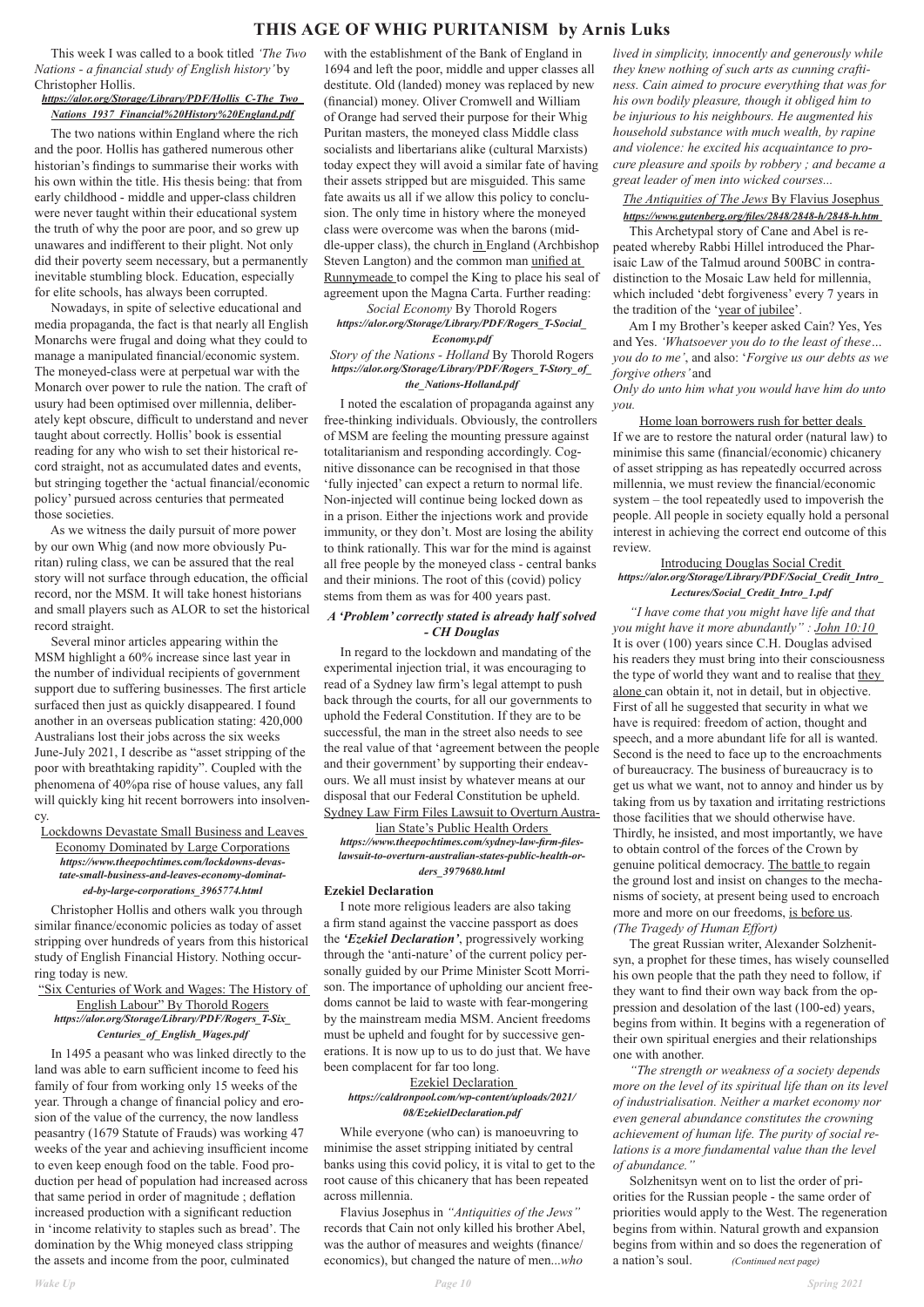# THIS AGE OF WHIG PURITANISM by Arnis Luks

This week I was called to a book titled *'The Two Nations - a financial study of English history'* by Christopher Hollis.

***https://alor.org/Storage/Library/PDF/Hollis_C-The_Two_Nations_1937_Financial%20History%20England.pdf***

The two nations within England where the rich and the poor. Hollis has gathered numerous other historian's findings to summarise their works with his own within the title. His thesis being: that from early childhood - middle and upper-class children were never taught within their educational system the truth of why the poor are poor, and so grew up unawares and indifferent to their plight. Not only did their poverty seem necessary, but a permanently inevitable stumbling block. Education, especially for elite schools, has always been corrupted.

Nowadays, in spite of selective educational and media propaganda, the fact is that nearly all English Monarchs were frugal and doing what they could to manage a manipulated financial/economic system. The moneyed-class were at perpetual war with the Monarch over power to rule the nation. The craft of usury had been optimised over millennia, deliberately kept obscure, difficult to understand and never taught about correctly. Hollis' book is essential reading for any who wish to set their historical record straight, not as accumulated dates and events, but stringing together the 'actual financial/economic policy' pursued across centuries that permeated those societies.

As we witness the daily pursuit of more power by our own Whig (and now more obviously Puritan) ruling class, we can be assured that the real story will not surface through education, the official record, nor the MSM. It will take honest historians and small players such as ALOR to set the historical record straight.

Several minor articles appearing within the MSM highlight a 60% increase since last year in the number of individual recipients of government support due to suffering businesses. The first article surfaced then just as quickly disappeared. I found another in an overseas publication stating: 420,000 Australians lost their jobs across the six weeks June-July 2021, I describe as "asset stripping of the poor with breathtaking rapidity". Coupled with the phenomena of 40%pa rise of house values, any fall will quickly king hit recent borrowers into insolvency.

Lockdowns Devastate Small Business and Leaves Economy Dominated by Large Corporations
***https://www.theepochtimes.com/lockdowns-devastate-small-business-and-leaves-economy-dominated-by-large-corporations_3965774.html***

Christopher Hollis and others walk you through similar finance/economic policies as today of asset stripping over hundreds of years from this historical study of English Financial History. Nothing occurring today is new.

"Six Centuries of Work and Wages: The History of English Labour" By Thorold Rogers
***https://alor.org/Storage/Library/PDF/Rogers_T-Six_Centuries_of_English_Wages.pdf***

In 1495 a peasant who was linked directly to the land was able to earn sufficient income to feed his family of four from working only 15 weeks of the year. Through a change of financial policy and erosion of the value of the currency, the now landless peasantry (1679 Statute of Frauds) was working 47 weeks of the year and achieving insufficient income to even keep enough food on the table. Food production per head of population had increased across that same period in order of magnitude ; deflation increased production with a significant reduction in 'income relativity to staples such as bread'. The domination by the Whig moneyed class stripping the assets and income from the poor, culminated with the establishment of the Bank of England in 1694 and left the poor, middle and upper classes all destitute. Old (landed) money was replaced by new (financial) money. Oliver Cromwell and William of Orange had served their purpose for their Whig Puritan masters, the moneyed class Middle class socialists and libertarians alike (cultural Marxists) today expect they will avoid a similar fate of having their assets stripped but are misguided. This same fate awaits us all if we allow this policy to conclusion. The only time in history where the moneyed class were overcome was when the barons (middle-upper class), the church in England (Archbishop Steven Langton) and the common man unified at Runnymeade to compel the King to place his seal of agreement upon the Magna Carta. Further reading:

*Social Economy* By Thorold Rogers
***https://alor.org/Storage/Library/PDF/Rogers_T-Social_Economy.pdf***

*Story of the Nations - Holland* By Thorold Rogers
***https://alor.org/Storage/Library/PDF/Rogers_T-Story_of_the_Nations-Holland.pdf***

I noted the escalation of propaganda against any free-thinking individuals. Obviously, the controllers of MSM are feeling the mounting pressure against totalitarianism and responding accordingly. Cognitive dissonance can be recognised in that those 'fully injected' can expect a return to normal life. Non-injected will continue being locked down as in a prison. Either the injections work and provide immunity, or they don't. Most are losing the ability to think rationally. This war for the mind is against all free people by the moneyed class - central banks and their minions. The root of this (covid) policy stems from them as was for 400 years past.

### *A 'Problem' correctly stated is already half solved - CH Douglas*

In regard to the lockdown and mandating of the experimental injection trial, it was encouraging to read of a Sydney law firm's legal attempt to push back through the courts, for all our governments to uphold the Federal Constitution. If they are to be successful, the man in the street also needs to see the real value of that 'agreement between the people and their government' by supporting their endeavours. We all must insist by whatever means at our disposal that our Federal Constitution be upheld.

Sydney Law Firm Files Lawsuit to Overturn Australian State's Public Health Orders
***https://www.theepochtimes.com/sydney-law-firm-files-lawsuit-to-overturn-australian-states-public-health-orders_3979680.html***

### Ezekiel Declaration

I note more religious leaders are also taking a firm stand against the vaccine passport as does the ***'Ezekiel Declaration'***, progressively working through the 'anti-nature' of the current policy personally guided by our Prime Minister Scott Morrison. The importance of upholding our ancient freedoms cannot be laid to waste with fear-mongering by the mainstream media MSM. Ancient freedoms must be upheld and fought for by successive generations. It is now up to us to do just that. We have been complacent for far too long.

Ezekiel Declaration
***https://caldronpool.com/wp-content/uploads/2021/08/EzekielDeclaration.pdf***

While everyone (who can) is manoeuvring to minimise the asset stripping initiated by central banks using this covid policy, it is vital to get to the root cause of this chicanery that has been repeated across millennia.

Flavius Josephus in *"Antiquities of the Jews"* records that Cain not only killed his brother Abel, was the author of measures and weights (finance/economics), but changed the nature of men...*who lived in simplicity, innocently and generously while they knew nothing of such arts as cunning craftiness. Cain aimed to procure everything that was for his own bodily pleasure, though it obliged him to be injurious to his neighbours. He augmented his household substance with much wealth, by rapine and violence: he excited his acquaintance to procure pleasure and spoils by robbery ; and became a great leader of men into wicked courses...*

*The Antiquities of The Jews* By Flavius Josephus
***https://www.gutenberg.org/files/2848/2848-h/2848-h.htm***

This Archetypal story of Cane and Abel is repeated whereby Rabbi Hillel introduced the Pharisaic Law of the Talmud around 500BC in contra-distinction to the Mosaic Law held for millennia, which included 'debt forgiveness' every 7 years in the tradition of the 'year of jubilee'.

Am I my Brother's keeper asked Cain? Yes, Yes and Yes. *'Whatsoever you do to the least of these… you do to me'*, and also: '*Forgive us our debts as we forgive others'* and
*Only do unto him what you would have him do unto you.*

Home loan borrowers rush for better deals

If we are to restore the natural order (natural law) to minimise this same (financial/economic) chicanery of asset stripping as has repeatedly occurred across millennia, we must review the financial/economic system – the tool repeatedly used to impoverish the people. All people in society equally hold a personal interest in achieving the correct end outcome of this review.

Introducing Douglas Social Credit
***https://alor.org/Storage/Library/PDF/Social_Credit_Intro_Lectures/Social_Credit_Intro_1.pdf***

*"I have come that you might have life and that you might have it more abundantly" : John 10:10* It is over (100) years since C.H. Douglas advised his readers they must bring into their consciousness the type of world they want and to realise that they alone can obtain it, not in detail, but in objective. First of all he suggested that security in what we have is required: freedom of action, thought and speech, and a more abundant life for all is wanted. Second is the need to face up to the encroachments of bureaucracy. The business of bureaucracy is to get us what we want, not to annoy and hinder us by taking from us by taxation and irritating restrictions those facilities that we should otherwise have. Thirdly, he insisted, and most importantly, we have to obtain control of the forces of the Crown by genuine political democracy. The battle to regain the ground lost and insist on changes to the mechanisms of society, at present being used to encroach more and more on our freedoms, is before us.
*(The Tragedy of Human Effort)*

The great Russian writer, Alexander Solzhenitsyn, a prophet for these times, has wisely counselled his own people that the path they need to follow, if they want to find their own way back from the oppression and desolation of the last (100-ed) years, begins from within. It begins with a regeneration of their own spiritual energies and their relationships one with another.

*"The strength or weakness of a society depends more on the level of its spiritual life than on its level of industrialisation. Neither a market economy nor even general abundance constitutes the crowning achievement of human life. The purity of social relations is a more fundamental value than the level of abundance."*

Solzhenitsyn went on to list the order of priorities for the Russian people - the same order of priorities would apply to the West. The regeneration begins from within. Natural growth and expansion begins from within and so does the regeneration of a nation's soul. *(Continued next page)*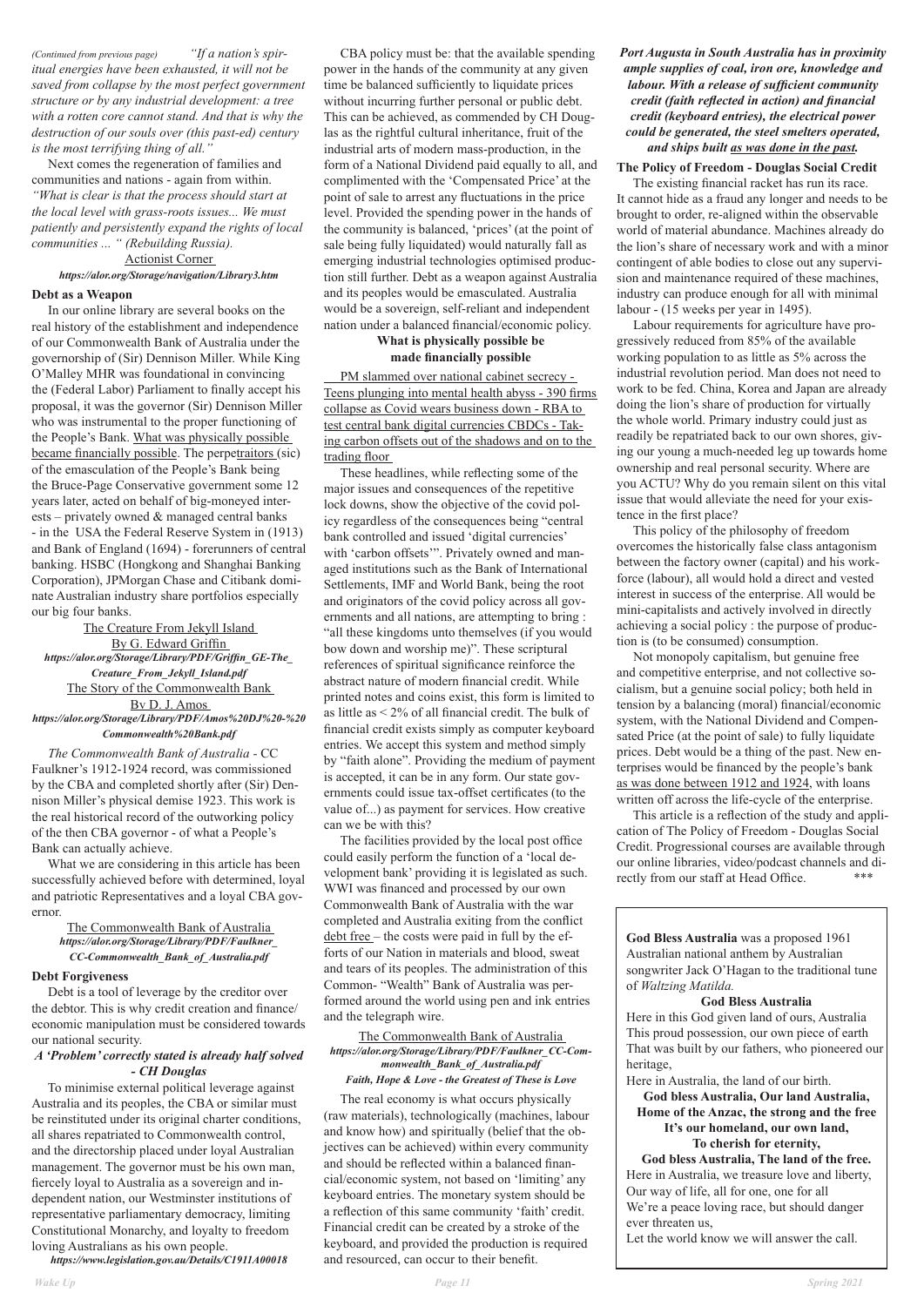*(Continued from previous page)* *"If a nation's spiritual energies have been exhausted, it will not be saved from collapse by the most perfect government structure or by any industrial development: a tree with a rotten core cannot stand. And that is why the destruction of our souls over (this past-ed) century is the most terrifying thing of all."*

Next comes the regeneration of families and communities and nations - again from within. *"What is clear is that the process should start at the local level with grass-roots issues... We must patiently and persistently expand the rights of local communities ... " (Rebuilding Russia).*

Actionist Corner
***https://alor.org/Storage/navigation/Library3.htm***

**Debt as a Weapon**

In our online library are several books on the real history of the establishment and independence of our Commonwealth Bank of Australia under the governorship of (Sir) Dennison Miller. While King O'Malley MHR was foundational in convincing the (Federal Labor) Parliament to finally accept his proposal, it was the governor (Sir) Dennison Miller who was instrumental to the proper functioning of the People's Bank. What was physically possible became financially possible. The perpetraitors (sic) of the emasculation of the People's Bank being the Bruce-Page Conservative government some 12 years later, acted on behalf of big-moneyed interests – privately owned & managed central banks - in the USA the Federal Reserve System in (1913) and Bank of England (1694) - forerunners of central banking. HSBC (Hongkong and Shanghai Banking Corporation), JPMorgan Chase and Citibank dominate Australian industry share portfolios especially our big four banks.

The Creature From Jekyll Island
By G. Edward Griffin
***https://alor.org/Storage/Library/PDF/Griffin_GE-The_Creature_From_Jekyll_Island.pdf***

The Story of the Commonwealth Bank
By D. J. Amos
***https://alor.org/Storage/Library/PDF/Amos%20DJ%20-%20Commonwealth%20Bank.pdf***

*The Commonwealth Bank of Australia* - CC Faulkner's 1912-1924 record, was commissioned by the CBA and completed shortly after (Sir) Dennison Miller's physical demise 1923. This work is the real historical record of the outworking policy of the then CBA governor - of what a People's Bank can actually achieve.

What we are considering in this article has been successfully achieved before with determined, loyal and patriotic Representatives and a loyal CBA governor.

The Commonwealth Bank of Australia
***https://alor.org/Storage/Library/PDF/Faulkner_CC-Commonwealth_Bank_of_Australia.pdf***

**Debt Forgiveness**

Debt is a tool of leverage by the creditor over the debtor. This is why credit creation and finance/economic manipulation must be considered towards our national security.

***A 'Problem' correctly stated is already half solved - CH Douglas***

To minimise external political leverage against Australia and its peoples, the CBA or similar must be reinstituted under its original charter conditions, all shares repatriated to Commonwealth control, and the directorship placed under loyal Australian management. The governor must be his own man, fiercely loyal to Australia as a sovereign and independent nation, our Westminster institutions of representative parliamentary democracy, limiting Constitutional Monarchy, and loyalty to freedom loving Australians as his own people.

***https://www.legislation.gov.au/Details/C1911A00018***

CBA policy must be: that the available spending power in the hands of the community at any given time be balanced sufficiently to liquidate prices without incurring further personal or public debt. This can be achieved, as commended by CH Douglas as the rightful cultural inheritance, fruit of the industrial arts of modern mass-production, in the form of a National Dividend paid equally to all, and complimented with the 'Compensated Price' at the point of sale to arrest any fluctuations in the price level. Provided the spending power in the hands of the community is balanced, 'prices' (at the point of sale being fully liquidated) would naturally fall as emerging industrial technologies optimised production still further. Debt as a weapon against Australia and its peoples would be emasculated. Australia would be a sovereign, self-reliant and independent nation under a balanced financial/economic policy.

**What is physically possible be made financially possible**

PM slammed over national cabinet secrecy - Teens plunging into mental health abyss - 390 firms collapse as Covid wears business down - RBA to test central bank digital currencies CBDCs - Taking carbon offsets out of the shadows and on to the trading floor

These headlines, while reflecting some of the major issues and consequences of the repetitive lock downs, show the objective of the covid policy regardless of the consequences being "central bank controlled and issued 'digital currencies' with 'carbon offsets'". Privately owned and managed institutions such as the Bank of International Settlements, IMF and World Bank, being the root and originators of the covid policy across all governments and all nations, are attempting to bring : "all these kingdoms unto themselves (if you would bow down and worship me)". These scriptural references of spiritual significance reinforce the abstract nature of modern financial credit. While printed notes and coins exist, this form is limited to as little as < 2% of all financial credit. The bulk of financial credit exists simply as computer keyboard entries. We accept this system and method simply by "faith alone". Providing the medium of payment is accepted, it can be in any form. Our state governments could issue tax-offset certificates (to the value of...) as payment for services. How creative can we be with this?

The facilities provided by the local post office could easily perform the function of a 'local development bank' providing it is legislated as such. WWI was financed and processed by our own Commonwealth Bank of Australia with the war completed and Australia exiting from the conflict debt free – the costs were paid in full by the efforts of our Nation in materials and blood, sweat and tears of its peoples. The administration of this Common- "Wealth" Bank of Australia was performed around the world using pen and ink entries and the telegraph wire.

The Commonwealth Bank of Australia
***https://alor.org/Storage/Library/PDF/Faulkner_CC-Commonwealth_Bank_of_Australia.pdf***

***Faith, Hope & Love - the Greatest of These is Love***

The real economy is what occurs physically (raw materials), technologically (machines, labour and know how) and spiritually (belief that the objectives can be achieved) within every community and should be reflected within a balanced financial/economic system, not based on 'limiting' any keyboard entries. The monetary system should be a reflection of this same community 'faith' credit. Financial credit can be created by a stroke of the keyboard, and provided the production is required and resourced, can occur to their benefit.

***Port Augusta in South Australia has in proximity ample supplies of coal, iron ore, knowledge and labour. With a release of sufficient community credit (faith reflected in action) and financial credit (keyboard entries), the electrical power could be generated, the steel smelters operated, and ships built as was done in the past.***

**The Policy of Freedom - Douglas Social Credit**

The existing financial racket has run its race. It cannot hide as a fraud any longer and needs to be brought to order, re-aligned within the observable world of material abundance. Machines already do the lion's share of necessary work and with a minor contingent of able bodies to close out any supervision and maintenance required of these machines, industry can produce enough for all with minimal labour - (15 weeks per year in 1495).

Labour requirements for agriculture have progressively reduced from 85% of the available working population to as little as 5% across the industrial revolution period. Man does not need to work to be fed. China, Korea and Japan are already doing the lion's share of production for virtually the whole world. Primary industry could just as readily be repatriated back to our own shores, giving our young a much-needed leg up towards home ownership and real personal security. Where are you ACTU? Why do you remain silent on this vital issue that would alleviate the need for your existence in the first place?

This policy of the philosophy of freedom overcomes the historically false class antagonism between the factory owner (capital) and his workforce (labour), all would hold a direct and vested interest in success of the enterprise. All would be mini-capitalists and actively involved in directly achieving a social policy : the purpose of production is (to be consumed) consumption.

Not monopoly capitalism, but genuine free and competitive enterprise, and not collective socialism, but a genuine social policy; both held in tension by a balancing (moral) financial/economic system, with the National Dividend and Compensated Price (at the point of sale) to fully liquidate prices. Debt would be a thing of the past. New enterprises would be financed by the people's bank as was done between 1912 and 1924, with loans written off across the life-cycle of the enterprise.

This article is a reflection of the study and application of The Policy of Freedom - Douglas Social Credit. Progressional courses are available through our online libraries, video/podcast channels and directly from our staff at Head Office. ***

---

**God Bless Australia** was a proposed 1961 Australian national anthem by Australian songwriter Jack O'Hagan to the traditional tune of *Waltzing Matilda.*

**God Bless Australia**

Here in this God given land of ours, Australia
This proud possession, our own piece of earth
That was built by our fathers, who pioneered our heritage,
Here in Australia, the land of our birth.

**God bless Australia, Our land Australia,**
**Home of the Anzac, the strong and the free**
**It's our homeland, our own land,**
**To cherish for eternity,**
**God bless Australia, The land of the free.**

Here in Australia, we treasure love and liberty,
Our way of life, all for one, one for all
We're a peace loving race, but should danger ever threaten us,
Let the world know we will answer the call.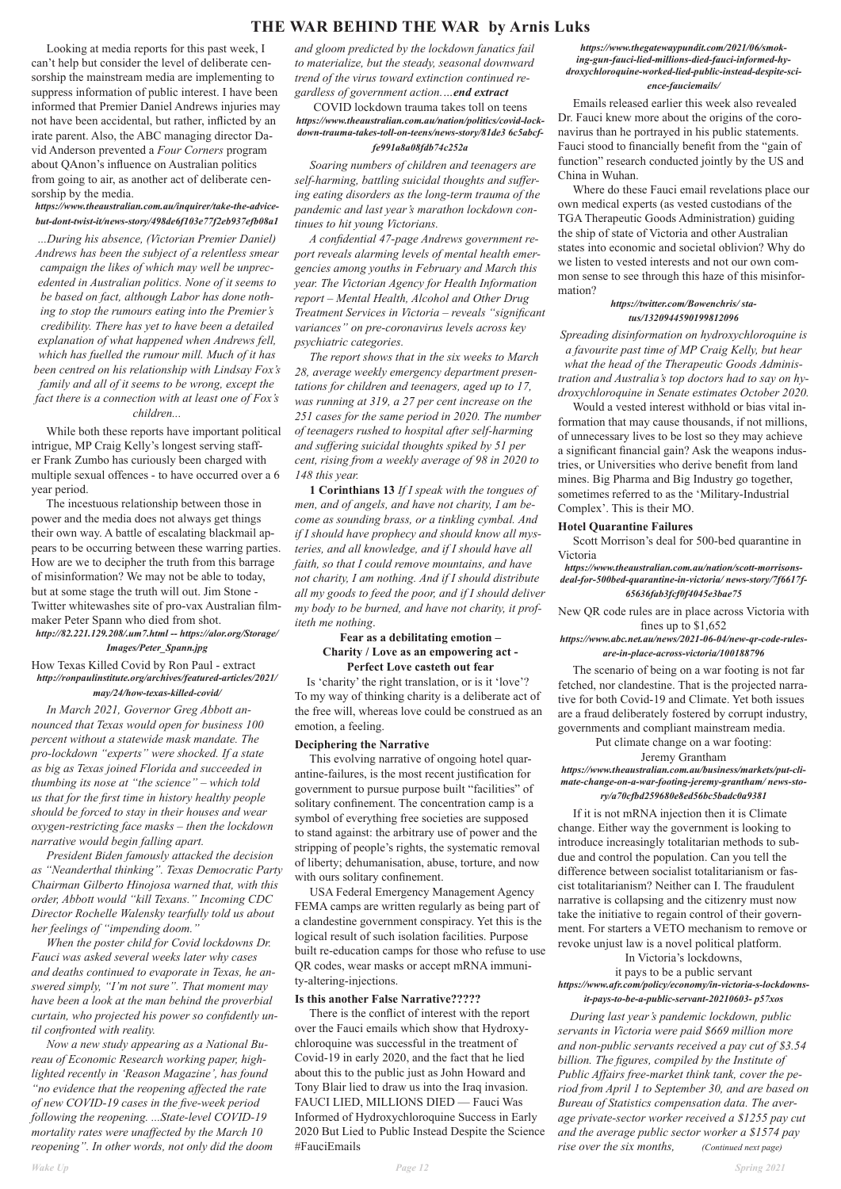# THE WAR BEHIND THE WAR by Arnis Luks

Looking at media reports for this past week, I can't help but consider the level of deliberate censorship the mainstream media are implementing to suppress information of public interest. I have been informed that Premier Daniel Andrews injuries may not have been accidental, but rather, inflicted by an irate parent. Also, the ABC managing director David Anderson prevented a *Four Corners* program about QAnon's influence on Australian politics from going to air, as another act of deliberate censorship by the media.

***https://www.theaustralian.com.au/inquirer/take-the-advice-but-dont-twist-it/news-story/498de6f103e77f2eb937efb08a1***

*...During his absence, (Victorian Premier Daniel) Andrews has been the subject of a relentless smear campaign the likes of which may well be unprecedented in Australian politics. None of it seems to be based on fact, although Labor has done nothing to stop the rumours eating into the Premier's credibility. There has yet to have been a detailed explanation of what happened when Andrews fell, which has fuelled the rumour mill. Much of it has been centred on his relationship with Lindsay Fox's family and all of it seems to be wrong, except the fact there is a connection with at least one of Fox's children...*

While both these reports have important political intrigue, MP Craig Kelly's longest serving staffer Frank Zumbo has curiously been charged with multiple sexual offences - to have occurred over a 6 year period.

The incestuous relationship between those in power and the media does not always get things their own way. A battle of escalating blackmail appears to be occurring between these warring parties. How are we to decipher the truth from this barrage of misinformation? We may not be able to today, but at some stage the truth will out. Jim Stone - Twitter whitewashes site of pro-vax Australian filmmaker Peter Spann who died from shot.

***http://82.221.129.208/.um7.html -- https://alor.org/Storage/Images/Peter_Spann.jpg***

How Texas Killed Covid by Ron Paul - extract

***http://ronpaulinstitute.org/archives/featured-articles/2021/may/24/how-texas-killed-covid/***

*In March 2021, Governor Greg Abbott announced that Texas would open for business 100 percent without a statewide mask mandate. The pro-lockdown "experts" were shocked. If a state as big as Texas joined Florida and succeeded in thumbing its nose at "the science" – which told us that for the first time in history healthy people should be forced to stay in their houses and wear oxygen-restricting face masks – then the lockdown narrative would begin falling apart.*

*President Biden famously attacked the decision as "Neanderthal thinking". Texas Democratic Party Chairman Gilberto Hinojosa warned that, with this order, Abbott would "kill Texans." Incoming CDC Director Rochelle Walensky tearfully told us about her feelings of "impending doom."*

*When the poster child for Covid lockdowns Dr. Fauci was asked several weeks later why cases and deaths continued to evaporate in Texas, he answered simply, "I'm not sure". That moment may have been a look at the man behind the proverbial curtain, who projected his power so confidently until confronted with reality.*

*Now a new study appearing as a National Bureau of Economic Research working paper, highlighted recently in 'Reason Magazine', has found "no evidence that the reopening affected the rate of new COVID-19 cases in the five-week period following the reopening. ...State-level COVID-19 mortality rates were unaffected by the March 10 reopening". In other words, not only did the doom and gloom predicted by the lockdown fanatics fail to materialize, but the steady, seasonal downward trend of the virus toward extinction continued regardless of government action....**end extract***

COVID lockdown trauma takes toll on teens

***https://www.theaustralian.com.au/nation/politics/covid-lockdown-trauma-takes-toll-on-teens/news-story/81de3 6c5abcffe991a8a08fdb74c252a***

*Soaring numbers of children and teenagers are self-harming, battling suicidal thoughts and suffering eating disorders as the long-term trauma of the pandemic and last year's marathon lockdown continues to hit young Victorians.*

*A confidential 47-page Andrews government report reveals alarming levels of mental health emergencies among youths in February and March this year. The Victorian Agency for Health Information report – Mental Health, Alcohol and Other Drug Treatment Services in Victoria – reveals "significant variances" on pre-coronavirus levels across key psychiatric categories.*

*The report shows that in the six weeks to March 28, average weekly emergency department presentations for children and teenagers, aged up to 17, was running at 319, a 27 per cent increase on the 251 cases for the same period in 2020. The number of teenagers rushed to hospital after self-harming and suffering suicidal thoughts spiked by 51 per cent, rising from a weekly average of 98 in 2020 to 148 this year.*

**1 Corinthians 13** *If I speak with the tongues of men, and of angels, and have not charity, I am become as sounding brass, or a tinkling cymbal. And if I should have prophecy and should know all mysteries, and all knowledge, and if I should have all faith, so that I could remove mountains, and have not charity, I am nothing. And if I should distribute all my goods to feed the poor, and if I should deliver my body to be burned, and have not charity, it profiteth me nothing.*

**Fear as a debilitating emotion – Charity / Love as an empowering act - Perfect Love casteth out fear**

Is 'charity' the right translation, or is it 'love'? To my way of thinking charity is a deliberate act of the free will, whereas love could be construed as an emotion, a feeling.

**Deciphering the Narrative**

This evolving narrative of ongoing hotel quarantine-failures, is the most recent justification for government to pursue purpose built "facilities" of solitary confinement. The concentration camp is a symbol of everything free societies are supposed to stand against: the arbitrary use of power and the stripping of people's rights, the systematic removal of liberty; dehumanisation, abuse, torture, and now with ours solitary confinement.

USA Federal Emergency Management Agency FEMA camps are written regularly as being part of a clandestine government conspiracy. Yet this is the logical result of such isolation facilities. Purpose built re-education camps for those who refuse to use QR codes, wear masks or accept mRNA immunity-altering-injections.

**Is this another False Narrative?????**

There is the conflict of interest with the report over the Fauci emails which show that Hydroxychloroquine was successful in the treatment of Covid-19 in early 2020, and the fact that he lied about this to the public just as John Howard and Tony Blair lied to draw us into the Iraq invasion. FAUCI LIED, MILLIONS DIED — Fauci Was Informed of Hydroxychloroquine Success in Early 2020 But Lied to Public Instead Despite the Science #FauciEmails

***https://www.thegatewaypundit.com/2021/06/smoking-gun-fauci-lied-millions-died-fauci-informed-hydroxychloroquine-worked-lied-public-instead-despite-science-fauciemails/***

Emails released earlier this week also revealed Dr. Fauci knew more about the origins of the coronavirus than he portrayed in his public statements. Fauci stood to financially benefit from the "gain of function" research conducted jointly by the US and China in Wuhan.

Where do these Fauci email revelations place our own medical experts (as vested custodians of the TGA Therapeutic Goods Administration) guiding the ship of state of Victoria and other Australian states into economic and societal oblivion? Why do we listen to vested interests and not our own common sense to see through this haze of this misinformation?

***https://twitter.com/Bowenchris/status/1320944590199812096***

*Spreading disinformation on hydroxychloroquine is a favourite past time of MP Craig Kelly, but hear what the head of the Therapeutic Goods Administration and Australia's top doctors had to say on hydroxychloroquine in Senate estimates October 2020.*

Would a vested interest withhold or bias vital information that may cause thousands, if not millions, of unnecessary lives to be lost so they may achieve a significant financial gain? Ask the weapons industries, or Universities who derive benefit from land mines. Big Pharma and Big Industry go together, sometimes referred to as the 'Military-Industrial Complex'. This is their MO.

**Hotel Quarantine Failures**

Scott Morrison's deal for 500-bed quarantine in Victoria

***https://www.theaustralian.com.au/nation/scott-morrisons-deal-for-500bed-quarantine-in-victoria/news-story/7f6617f65636fab3fcf0f4045e3bae75***

New QR code rules are in place across Victoria with fines up to $1,652

***https://www.abc.net.au/news/2021-06-04/new-qr-code-rules-are-in-place-across-victoria/100188796***

The scenario of being on a war footing is not far fetched, nor clandestine. That is the projected narrative for both Covid-19 and Climate. Yet both issues are a fraud deliberately fostered by corrupt industry, governments and compliant mainstream media.

Put climate change on a war footing: Jeremy Grantham

***https://www.theaustralian.com.au/business/markets/put-climate-change-on-a-war-footing-jeremy-grantham/news-story/a70cfbd259680e8ed56bc5badc0a9381***

If it is not mRNA injection then it is Climate change. Either way the government is looking to introduce increasingly totalitarian methods to subdue and control the population. Can you tell the difference between socialist totalitarianism or fascist totalitarianism? Neither can I. The fraudulent narrative is collapsing and the citizenry must now take the initiative to regain control of their government. For starters a VETO mechanism to remove or revoke unjust law is a novel political platform.

In Victoria's lockdowns, it pays to be a public servant

***https://www.afr.com/policy/economy/in-victoria-s-lockdowns-it-pays-to-be-a-public-servant-20210603-p57xos***

*During last year's pandemic lockdown, public servants in Victoria were paid $669 million more and non-public servants received a pay cut of $3.54 billion. The figures, compiled by the Institute of Public Affairs free-market think tank, cover the period from April 1 to September 30, and are based on Bureau of Statistics compensation data. The average private-sector worker received a $1255 pay cut and the average public sector worker a $1574 pay rise over the six months,* *(Continued next page)*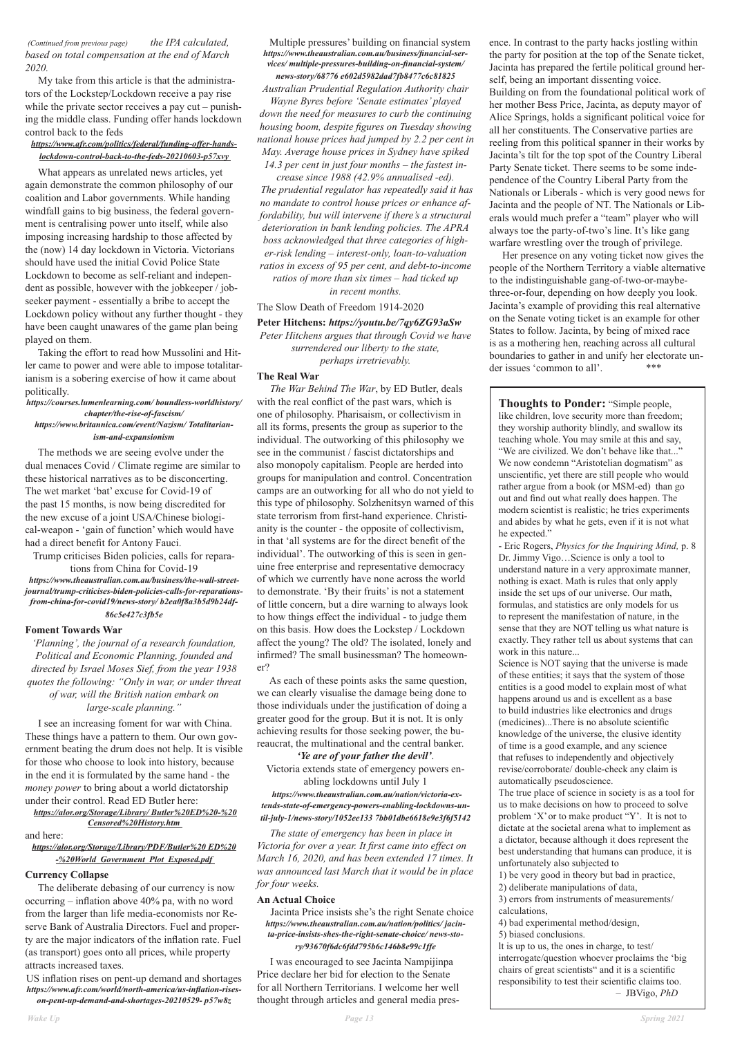*(Continued from previous page)* *the IPA calculated, based on total compensation at the end of March 2020.*

My take from this article is that the administrators of the Lockstep/Lockdown receive a pay rise while the private sector receives a pay cut – punishing the middle class. Funding offer hands lockdown control back to the feds

***https://www.afr.com/politics/federal/funding-offer-hands-lockdown-control-back-to-the-feds-20210603-p57xvy***

What appears as unrelated news articles, yet again demonstrate the common philosophy of our coalition and Labor governments. While handing windfall gains to big business, the federal government is centralising power unto itself, while also imposing increasing hardship to those affected by the (now) 14 day lockdown in Victoria. Victorians should have used the initial Covid Police State Lockdown to become as self-reliant and independent as possible, however with the jobkeeper / jobseeker payment - essentially a bribe to accept the Lockdown policy without any further thought - they have been caught unawares of the game plan being played on them.

Taking the effort to read how Mussolini and Hitler came to power and were able to impose totalitarianism is a sobering exercise of how it came about politically.

***https://courses.lumenlearning.com/ boundless-worldhistory/chapter/the-rise-of-fascism/***

***https://www.britannica.com/event/Nazism/ Totalitarianism-and-expansionism***

The methods we are seeing evolve under the dual menaces Covid / Climate regime are similar to these historical narratives as to be disconcerting. The wet market 'bat' excuse for Covid-19 of the past 15 months, is now being discredited for the new excuse of a joint USA/Chinese biological-weapon - 'gain of function' which would have had a direct benefit for Antony Fauci.

Trump criticises Biden policies, calls for reparations from China for Covid-19

***https://www.theaustralian.com.au/business/the-wall-street-journal/trump-criticises-biden-policies-calls-for-reparations-from-china-for-covid19/news-story/ b2ea0f8a3b5d9b24df-86c5e427c3fb5e***

## Foment Towards War

*'Planning', the journal of a research foundation, Political and Economic Planning, founded and directed by Israel Moses Sief, from the year 1938 quotes the following: "Only in war, or under threat of war, will the British nation embark on large-scale planning."*

I see an increasing foment for war with China. These things have a pattern to them. Our own government beating the drum does not help. It is visible for those who choose to look into history, because in the end it is formulated by the same hand - the *money power* to bring about a world dictatorship under their control. Read ED Butler here:

***https://alor.org/Storage/Library/ Butler%20ED%20-%20Censored%20History.htm***

and here:

***https://alor.org/Storage/Library/PDF/Butler%20 ED%20-%20World_Government_Plot_Exposed.pdf***

## Currency Collapse

The deliberate debasing of our currency is now occurring – inflation above 40% pa, with no word from the larger than life media-economists nor Reserve Bank of Australia Directors. Fuel and property are the major indicators of the inflation rate. Fuel (as transport) goes onto all prices, while property attracts increased taxes.

US inflation rises on pent-up demand and shortages

***https://www.afr.com/world/north-america/us-inflation-rises-on-pent-up-demand-and-shortages-20210529- p57w8z***

Multiple pressures' building on financial system

***https://www.theaustralian.com.au/business/financial-services/ multiple-pressures-building-on-financial-system/ news-story/68776 e602d5982dad7fb8477c6c81825***

*Australian Prudential Regulation Authority chair Wayne Byres before 'Senate estimates' played down the need for measures to curb the continuing housing boom, despite figures on Tuesday showing national house prices had jumped by 2.2 per cent in May. Average house prices in Sydney have spiked 14.3 per cent in just four months – the fastest increase since 1988 (42.9% annualised -ed). The prudential regulator has repeatedly said it has no mandate to control house prices or enhance affordability, but will intervene if there's a structural deterioration in bank lending policies. The APRA boss acknowledged that three categories of higher-risk lending – interest-only, loan-to-valuation ratios in excess of 95 per cent, and debt-to-income ratios of more than six times – had ticked up in recent months.*

The Slow Death of Freedom 1914-2020

**Peter Hitchens: *https://youtu.be/7qy6ZG93aSw***

*Peter Hitchens argues that through Covid we have surrendered our liberty to the state, perhaps irretrievably.*

## The Real War

*The War Behind The War*, by ED Butler, deals with the real conflict of the past wars, which is one of philosophy. Pharisaism, or collectivism in all its forms, presents the group as superior to the individual. The outworking of this philosophy we see in the communist / fascist dictatorships and also monopoly capitalism. People are herded into groups for manipulation and control. Concentration camps are an outworking for all who do not yield to this type of philosophy. Solzhenitsyn warned of this state terrorism from first-hand experience. Christianity is the counter - the opposite of collectivism, in that 'all systems are for the direct benefit of the individual'. The outworking of this is seen in genuine free enterprise and representative democracy of which we currently have none across the world to demonstrate. 'By their fruits' is not a statement of little concern, but a dire warning to always look to how things effect the individual - to judge them on this basis. How does the Lockstep / Lockdown affect the young? The old? The isolated, lonely and infirmed? The small businessman? The homeowner?

As each of these points asks the same question, we can clearly visualise the damage being done to those individuals under the justification of doing a greater good for the group. But it is not. It is only achieving results for those seeking power, the bureaucrat, the multinational and the central banker.

***'Ye are of your father the devil'*.**

Victoria extends state of emergency powers enabling lockdowns until July 1

***https://www.theaustralian.com.au/nation/victoria-extends-state-of-emergency-powers-enabling-lockdowns-until-july-1/news-story/1052ee133 7bb01dbe6618e9e3f6f5142***

*The state of emergency has been in place in Victoria for over a year. It first came into effect on March 16, 2020, and has been extended 17 times. It was announced last March that it would be in place for four weeks.*

## An Actual Choice

Jacinta Price insists she's the right Senate choice

***https://www.theaustralian.com.au/nation/politics/ jacinta-price-insists-shes-the-right-senate-choice/ news-story/93670f6dc6fdd795b6c146b8e99c1ffe***

I was encouraged to see Jacinta Nampijinpa Price declare her bid for election to the Senate for all Northern Territorians. I welcome her well thought through articles and general media presence. In contrast to the party hacks jostling within the party for position at the top of the Senate ticket, Jacinta has prepared the fertile political ground herself, being an important dissenting voice. Building on from the foundational political work of her mother Bess Price, Jacinta, as deputy mayor of Alice Springs, holds a significant political voice for all her constituents. The Conservative parties are reeling from this political spanner in their works by Jacinta's tilt for the top spot of the Country Liberal Party Senate ticket. There seems to be some independence of the Country Liberal Party from the Nationals or Liberals - which is very good news for Jacinta and the people of NT. The Nationals or Liberals would much prefer a "team" player who will always toe the party-of-two's line. It's like gang warfare wrestling over the trough of privilege.

Her presence on any voting ticket now gives the people of the Northern Territory a viable alternative to the indistinguishable gang-of-two-or-maybe-three-or-four, depending on how deeply you look. Jacinta's example of providing this real alternative on the Senate voting ticket is an example for other States to follow. Jacinta, by being of mixed race is as a mothering hen, reaching across all cultural boundaries to gather in and unify her electorate under issues 'common to all'. ***

---

**Thoughts to Ponder:** "Simple people, like children, love security more than freedom; they worship authority blindly, and swallow its teaching whole. You may smile at this and say, "We are civilized. We don't behave like that..." We now condemn "Aristotelian dogmatism" as unscientific, yet there are still people who would rather argue from a book (or MSM-ed) than go out and find out what really does happen. The modern scientist is realistic; he tries experiments and abides by what he gets, even if it is not what he expected."

- Eric Rogers, *Physics for the Inquiring Mind,* p. 8

Dr. Jimmy Vigo…Science is only a tool to understand nature in a very approximate manner, nothing is exact. Math is rules that only apply inside the set ups of our universe. Our math, formulas, and statistics are only models for us to represent the manifestation of nature, in the sense that they are NOT telling us what nature is exactly. They rather tell us about systems that can work in this nature...

Science is NOT saying that the universe is made of these entities; it says that the system of those entities is a good model to explain most of what happens around us and is excellent as a base to build industries like electronics and drugs (medicines)...There is no absolute scientific knowledge of the universe, the elusive identity of time is a good example, and any science that refuses to independently and objectively revise/corroborate/ double-check any claim is automatically pseudoscience.

The true place of science in society is as a tool for us to make decisions on how to proceed to solve problem 'X' or to make product "Y'. It is not to dictate at the societal arena what to implement as a dictator, because although it does represent the best understanding that humans can produce, it is unfortunately also subjected to

1) be very good in theory but bad in practice,
2) deliberate manipulations of data,
3) errors from instruments of measurements/ calculations,
4) bad experimental method/design,
5) biased conclusions.

It is up to us, the ones in charge, to test/ interrogate/question whoever proclaims the 'big chairs of great scientists" and it is a scientific responsibility to test their scientific claims too.

– JBVigo, *PhD*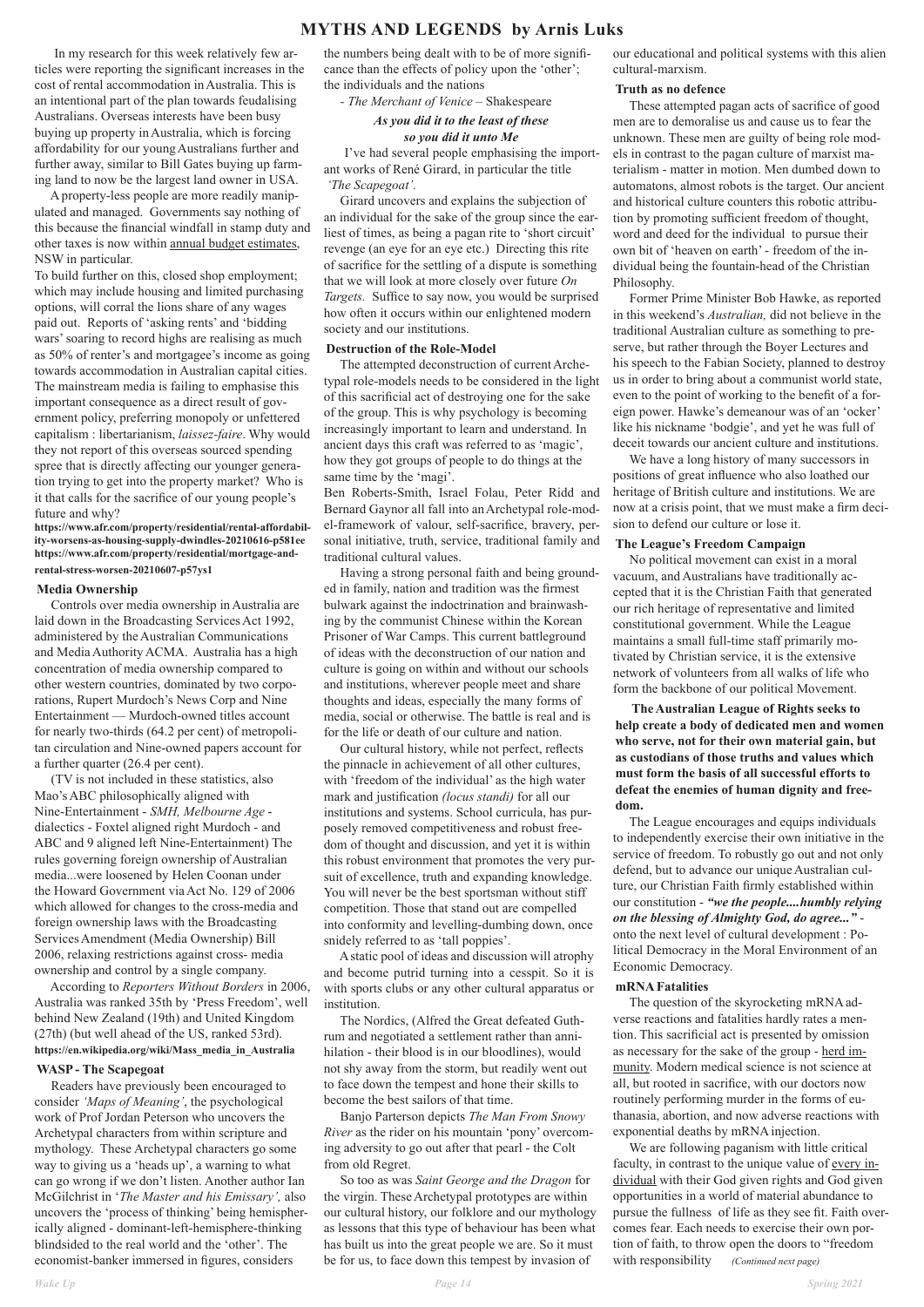# MYTHS AND LEGENDS by Arnis Luks

In my research for this week relatively few articles were reporting the significant increases in the cost of rental accommodation in Australia. This is an intentional part of the plan towards feudalising Australians. Overseas interests have been busy buying up property in Australia, which is forcing affordability for our young Australians further and further away, similar to Bill Gates buying up farming land to now be the largest land owner in USA.

A property-less people are more readily manipulated and managed. Governments say nothing of this because the financial windfall in stamp duty and other taxes is now within annual budget estimates, NSW in particular.

To build further on this, closed shop employment; which may include housing and limited purchasing options, will corral the lions share of any wages paid out. Reports of 'asking rents' and 'bidding wars' soaring to record highs are realising as much as 50% of renter's and mortgagee's income as going towards accommodation in Australian capital cities. The mainstream media is failing to emphasise this important consequence as a direct result of government policy, preferring monopoly or unfettered capitalism : libertarianism, *laissez-faire*. Why would they not report of this overseas sourced spending spree that is directly affecting our younger generation trying to get into the property market? Who is it that calls for the sacrifice of our young people's future and why?

**https://www.afr.com/property/residential/rental-affordability-worsens-as-housing-supply-dwindles-20210616-p581ee**
**https://www.afr.com/property/residential/mortgage-and-rental-stress-worsen-20210607-p57ys1**

### Media Ownership

Controls over media ownership in Australia are laid down in the Broadcasting Services Act 1992, administered by the Australian Communications and Media Authority ACMA. Australia has a high concentration of media ownership compared to other western countries, dominated by two corporations, Rupert Murdoch's News Corp and Nine Entertainment — Murdoch-owned titles account for nearly two-thirds (64.2 per cent) of metropolitan circulation and Nine-owned papers account for a further quarter (26.4 per cent).

(TV is not included in these statistics, also Mao's ABC philosophically aligned with Nine-Entertainment - *SMH, Melbourne Age* - dialectics - Foxtel aligned right Murdoch - and ABC and 9 aligned left Nine-Entertainment) The rules governing foreign ownership of Australian media...were loosened by Helen Coonan under the Howard Government via Act No. 129 of 2006 which allowed for changes to the cross-media and foreign ownership laws with the Broadcasting Services Amendment (Media Ownership) Bill 2006, relaxing restrictions against cross- media ownership and control by a single company.

According to *Reporters Without Borders* in 2006, Australia was ranked 35th by 'Press Freedom', well behind New Zealand (19th) and United Kingdom (27th) (but well ahead of the US, ranked 53rd).
**https://en.wikipedia.org/wiki/Mass_media_in_Australia**

### WASP - The Scapegoat

Readers have previously been encouraged to consider *'Maps of Meaning'*, the psychological work of Prof Jordan Peterson who uncovers the Archetypal characters from within scripture and mythology. These Archetypal characters go some way to giving us a 'heads up', a warning to what can go wrong if we don't listen. Another author Ian McGilchrist in '*The Master and his Emissary',* also uncovers the 'process of thinking' being hemispherically aligned - dominant-left-hemisphere-thinking blindsided to the real world and the 'other'. The economist-banker immersed in figures, considers the numbers being dealt with to be of more significance than the effects of policy upon the 'other'; the individuals and the nations

- *The Merchant of Venice* – Shakespeare

***As you did it to the least of these so you did it unto Me***

I've had several people emphasising the important works of René Girard, in particular the title *'The Scapegoat'.*

Girard uncovers and explains the subjection of an individual for the sake of the group since the earliest of times, as being a pagan rite to 'short circuit' revenge (an eye for an eye etc.) Directing this rite of sacrifice for the settling of a dispute is something that we will look at more closely over future *On Targets.* Suffice to say now, you would be surprised how often it occurs within our enlightened modern society and our institutions.

### Destruction of the Role-Model

The attempted deconstruction of current Archetypal role-models needs to be considered in the light of this sacrificial act of destroying one for the sake of the group. This is why psychology is becoming increasingly important to learn and understand. In ancient days this craft was referred to as 'magic', how they got groups of people to do things at the same time by the 'magi'.

Ben Roberts-Smith, Israel Folau, Peter Ridd and Bernard Gaynor all fall into an Archetypal role-model-framework of valour, self-sacrifice, bravery, personal initiative, truth, service, traditional family and traditional cultural values.

Having a strong personal faith and being grounded in family, nation and tradition was the firmest bulwark against the indoctrination and brainwashing by the communist Chinese within the Korean Prisoner of War Camps. This current battleground of ideas with the deconstruction of our nation and culture is going on within and without our schools and institutions, wherever people meet and share thoughts and ideas, especially the many forms of media, social or otherwise. The battle is real and is for the life or death of our culture and nation.

Our cultural history, while not perfect, reflects the pinnacle in achievement of all other cultures, with 'freedom of the individual' as the high water mark and justification *(locus standi)* for all our institutions and systems. School curricula, has purposely removed competitiveness and robust freedom of thought and discussion, and yet it is within this robust environment that promotes the very pursuit of excellence, truth and expanding knowledge. You will never be the best sportsman without stiff competition. Those that stand out are compelled into conformity and levelling-dumbing down, once snidely referred to as 'tall poppies'.

A static pool of ideas and discussion will atrophy and become putrid turning into a cesspit. So it is with sports clubs or any other cultural apparatus or institution.

The Nordics, (Alfred the Great defeated Guthrum and negotiated a settlement rather than annihilation - their blood is in our bloodlines), would not shy away from the storm, but readily went out to face down the tempest and hone their skills to become the best sailors of that time.

Banjo Parterson depicts *The Man From Snowy River* as the rider on his mountain 'pony' overcoming adversity to go out after that pearl - the Colt from old Regret.

So too as was *Saint George and the Dragon* for the virgin. These Archetypal prototypes are within our cultural history, our folklore and our mythology as lessons that this type of behaviour has been what has built us into the great people we are. So it must be for us, to face down this tempest by invasion of our educational and political systems with this alien cultural-marxism.

### Truth as no defence

These attempted pagan acts of sacrifice of good men are to demoralise us and cause us to fear the unknown. These men are guilty of being role models in contrast to the pagan culture of marxist materialism - matter in motion. Men dumbed down to automatons, almost robots is the target. Our ancient and historical culture counters this robotic attribution by promoting sufficient freedom of thought, word and deed for the individual to pursue their own bit of 'heaven on earth' - freedom of the individual being the fountain-head of the Christian Philosophy.

Former Prime Minister Bob Hawke, as reported in this weekend's *Australian,* did not believe in the traditional Australian culture as something to preserve, but rather through the Boyer Lectures and his speech to the Fabian Society, planned to destroy us in order to bring about a communist world state, even to the point of working to the benefit of a foreign power. Hawke's demeanour was of an 'ocker' like his nickname 'bodgie', and yet he was full of deceit towards our ancient culture and institutions.

We have a long history of many successors in positions of great influence who also loathed our heritage of British culture and institutions. We are now at a crisis point, that we must make a firm decision to defend our culture or lose it.

### The League's Freedom Campaign

No political movement can exist in a moral vacuum, and Australians have traditionally accepted that it is the Christian Faith that generated our rich heritage of representative and limited constitutional government. While the League maintains a small full-time staff primarily motivated by Christian service, it is the extensive network of volunteers from all walks of life who form the backbone of our political Movement.

**The Australian League of Rights seeks to help create a body of dedicated men and women who serve, not for their own material gain, but as custodians of those truths and values which must form the basis of all successful efforts to defeat the enemies of human dignity and freedom.**

The League encourages and equips individuals to independently exercise their own initiative in the service of freedom. To robustly go out and not only defend, but to advance our unique Australian culture, our Christian Faith firmly established within our constitution - ***"we the people....humbly relying on the blessing of Almighty God, do agree..."*** - onto the next level of cultural development : Political Democracy in the Moral Environment of an Economic Democracy.

### mRNA Fatalities

The question of the skyrocketing mRNA adverse reactions and fatalities hardly rates a mention. This sacrificial act is presented by omission as necessary for the sake of the group - herd immunity. Modern medical science is not science at all, but rooted in sacrifice, with our doctors now routinely performing murder in the forms of euthanasia, abortion, and now adverse reactions with exponential deaths by mRNA injection.

We are following paganism with little critical faculty, in contrast to the unique value of every individual with their God given rights and God given opportunities in a world of material abundance to pursue the fullness of life as they see fit. Faith overcomes fear. Each needs to exercise their own portion of faith, to throw open the doors to "freedom with responsibility *(Continued next page)*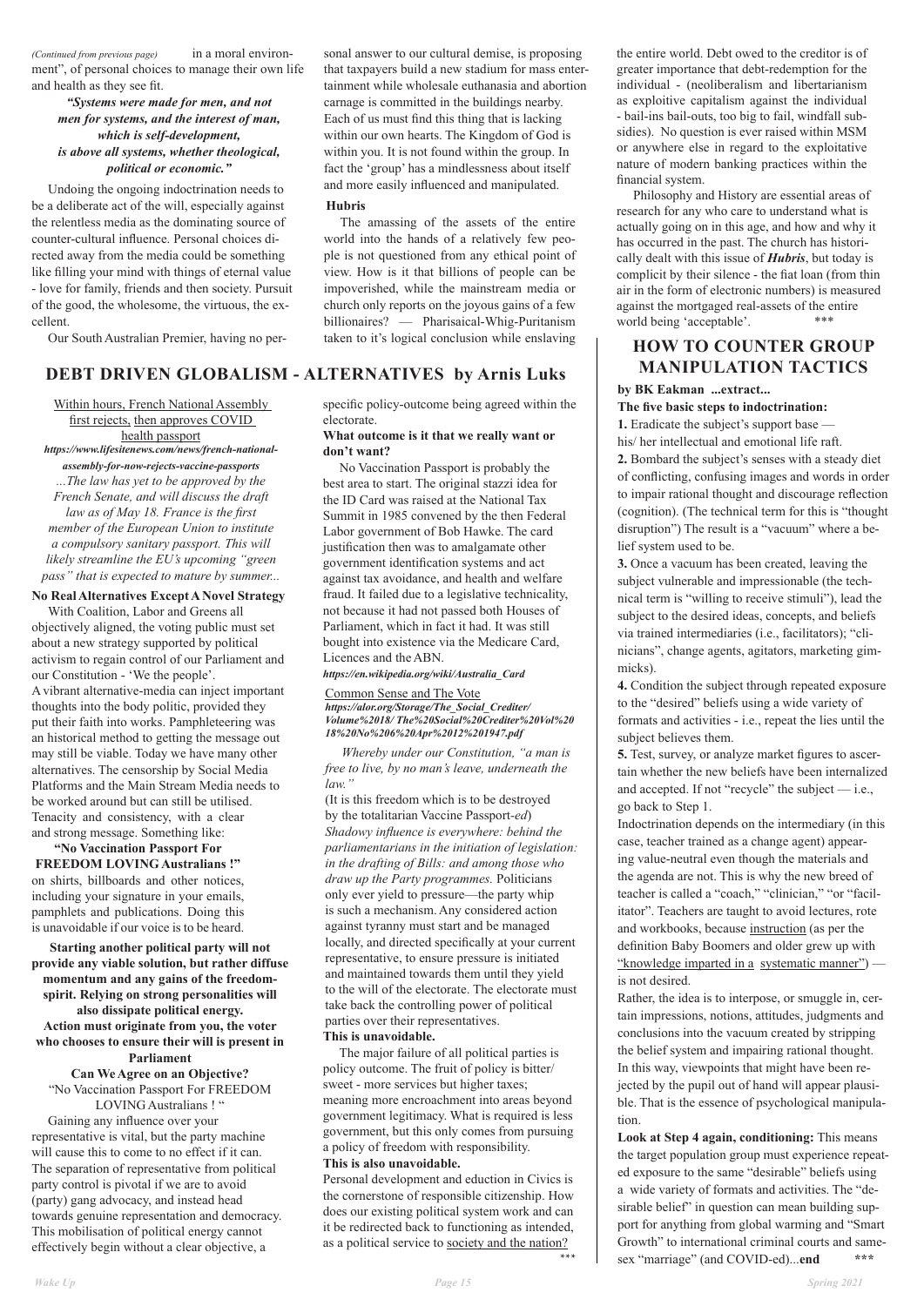*(Continued from previous page)* in a moral environment", of personal choices to manage their own life and health as they see fit.

***"Systems were made for men, and not men for systems, and the interest of man, which is self-development, is above all systems, whether theological, political or economic."***

Undoing the ongoing indoctrination needs to be a deliberate act of the will, especially against the relentless media as the dominating source of counter-cultural influence. Personal choices directed away from the media could be something like filling your mind with things of eternal value - love for family, friends and then society. Pursuit of the good, the wholesome, the virtuous, the excellent.

Our South Australian Premier, having no personal answer to our cultural demise, is proposing that taxpayers build a new stadium for mass entertainment while wholesale euthanasia and abortion carnage is committed in the buildings nearby. Each of us must find this thing that is lacking within our own hearts. The Kingdom of God is within you. It is not found within the group. In fact the 'group' has a mindlessness about itself and more easily influenced and manipulated.

**Hubris**

The amassing of the assets of the entire world into the hands of a relatively few people is not questioned from any ethical point of view. How is it that billions of people can be impoverished, while the mainstream media or church only reports on the joyous gains of a few billionaires? — Pharisaical-Whig-Puritanism taken to it's logical conclusion while enslaving the entire world. Debt owed to the creditor is of greater importance that debt-redemption for the individual - (neoliberalism and libertarianism as exploitive capitalism against the individual - bail-ins bail-outs, too big to fail, windfall subsidies). No question is ever raised within MSM or anywhere else in regard to the exploitative nature of modern banking practices within the financial system.

Philosophy and History are essential areas of research for any who care to understand what is actually going on in this age, and how and why it has occurred in the past. The church has historically dealt with this issue of ***Hubris***, but today is complicit by their silence - the fiat loan (from thin air in the form of electronic numbers) is measured against the mortgaged real-assets of the entire world being 'acceptable'. ***

## DEBT DRIVEN GLOBALISM - ALTERNATIVES by Arnis Luks

Within hours, French National Assembly first rejects, then approves COVID health passport

***https://www.lifesitenews.com/news/french-national-assembly-for-now-rejects-vaccine-passports***

*...The law has yet to be approved by the French Senate, and will discuss the draft law as of May 18. France is the first member of the European Union to institute a compulsory sanitary passport. This will likely streamline the EU's upcoming "green pass" that is expected to mature by summer...*

**No Real Alternatives Except A Novel Strategy**

With Coalition, Labor and Greens all objectively aligned, the voting public must set about a new strategy supported by political activism to regain control of our Parliament and our Constitution - 'We the people'.

A vibrant alternative-media can inject important thoughts into the body politic, provided they put their faith into works. Pamphleteering was an historical method to getting the message out may still be viable. Today we have many other alternatives. The censorship by Social Media Platforms and the Main Stream Media needs to be worked around but can still be utilised. Tenacity and consistency, with a clear and strong message. Something like:

**"No Vaccination Passport For FREEDOM LOVING Australians !"** on shirts, billboards and other notices, including your signature in your emails, pamphlets and publications. Doing this is unavoidable if our voice is to be heard.

**Starting another political party will not provide any viable solution, but rather diffuse momentum and any gains of the freedom-spirit. Relying on strong personalities will also dissipate political energy. Action must originate from you, the voter who chooses to ensure their will is present in Parliament**

**Can We Agree on an Objective?**

"No Vaccination Passport For FREEDOM LOVING Australians ! "

Gaining any influence over your representative is vital, but the party machine will cause this to come to no effect if it can. The separation of representative from political party control is pivotal if we are to avoid (party) gang advocacy, and instead head towards genuine representation and democracy. This mobilisation of political energy cannot effectively begin without a clear objective, a specific policy-outcome being agreed within the electorate.

**What outcome is it that we really want or don't want?**

No Vaccination Passport is probably the best area to start. The original stazzi idea for the ID Card was raised at the National Tax Summit in 1985 convened by the then Federal Labor government of Bob Hawke. The card justification then was to amalgamate other government identification systems and act against tax avoidance, and health and welfare fraud. It failed due to a legislative technicality, not because it had not passed both Houses of Parliament, which in fact it had. It was still bought into existence via the Medicare Card, Licences and the ABN.

***https://en.wikipedia.org/wiki/Australia_Card***

Common Sense and The Vote

***https://alor.org/Storage/The_Social_Crediter/Volume%2018/The%20Social%20Crediter%20Vol%2018%20No%206%20Apr%2012%201947.pdf***

*Whereby under our Constitution, "a man is free to live, by no man's leave, underneath the law."*

(It is this freedom which is to be destroyed by the totalitarian Vaccine Passport-*ed*)

*Shadowy influence is everywhere: behind the parliamentarians in the initiation of legislation: in the drafting of Bills: and among those who draw up the Party programmes.* Politicians only ever yield to pressure—the party whip is such a mechanism. Any considered action against tyranny must start and be managed locally, and directed specifically at your current representative, to ensure pressure is initiated and maintained towards them until they yield to the will of the electorate. The electorate must take back the controlling power of political parties over their representatives.

**This is unavoidable.**

The major failure of all political parties is policy outcome. The fruit of policy is bitter/sweet - more services but higher taxes; meaning more encroachment into areas beyond government legitimacy. What is required is less government, but this only comes from pursuing a policy of freedom with responsibility.

**This is also unavoidable.**

Personal development and eduction in Civics is the cornerstone of responsible citizenship. How does our existing political system work and can it be redirected back to functioning as intended, as a political service to society and the nation? ***

## HOW TO COUNTER GROUP MANIPULATION TACTICS

**by BK Eakman ...extract...**

**The five basic steps to indoctrination:**

**1.** Eradicate the subject's support base — his/ her intellectual and emotional life raft.

**2.** Bombard the subject's senses with a steady diet of conflicting, confusing images and words in order to impair rational thought and discourage reflection (cognition). (The technical term for this is "thought disruption") The result is a "vacuum" where a belief system used to be.

**3.** Once a vacuum has been created, leaving the subject vulnerable and impressionable (the technical term is "willing to receive stimuli"), lead the subject to the desired ideas, concepts, and beliefs via trained intermediaries (i.e., facilitators); "clinicians", change agents, agitators, marketing gimmicks).

**4.** Condition the subject through repeated exposure to the "desired" beliefs using a wide variety of formats and activities - i.e., repeat the lies until the subject believes them.

**5.** Test, survey, or analyze market figures to ascertain whether the new beliefs have been internalized and accepted. If not "recycle" the subject — i.e., go back to Step 1.

Indoctrination depends on the intermediary (in this case, teacher trained as a change agent) appearing value-neutral even though the materials and the agenda are not. This is why the new breed of teacher is called a "coach," "clinician," "or "facilitator". Teachers are taught to avoid lectures, rote and workbooks, because instruction (as per the definition Baby Boomers and older grew up with "knowledge imparted in a systematic manner") — is not desired.

Rather, the idea is to interpose, or smuggle in, certain impressions, notions, attitudes, judgments and conclusions into the vacuum created by stripping the belief system and impairing rational thought. In this way, viewpoints that might have been rejected by the pupil out of hand will appear plausible. That is the essence of psychological manipulation.

**Look at Step 4 again, conditioning:** This means the target population group must experience repeated exposure to the same "desirable" beliefs using a wide variety of formats and activities. The "desirable belief" in question can mean building support for anything from global warming and "Smart Growth" to international criminal courts and same-sex "marriage" (and COVID-ed)...**end** ***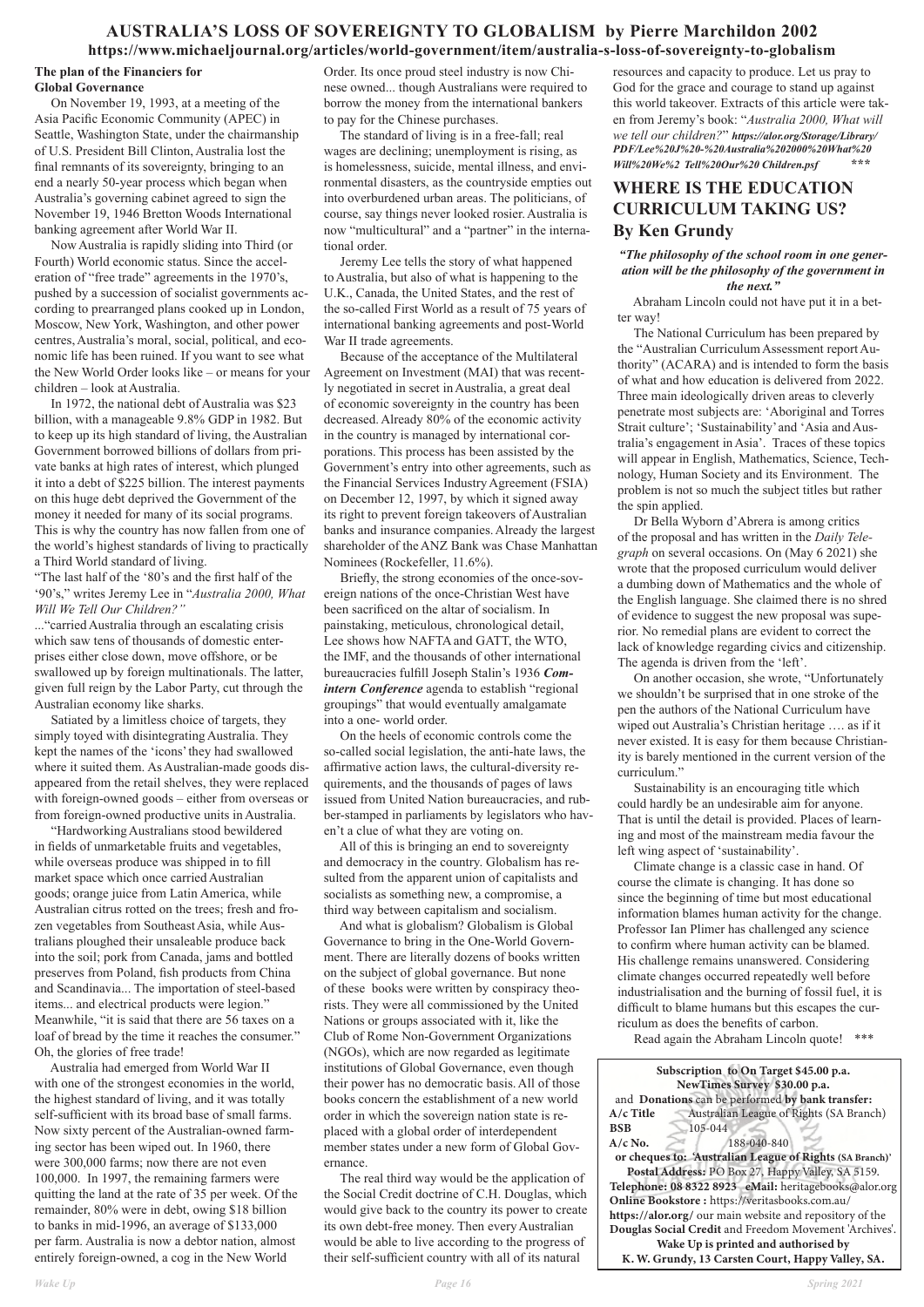## AUSTRALIA'S LOSS OF SOVEREIGNTY TO GLOBALISM by Pierre Marchildon 2002

https://www.michaeljournal.org/articles/world-government/item/australia-s-loss-of-sovereignty-to-globalism

**The plan of the Financiers for Global Governance**

On November 19, 1993, at a meeting of the Asia Pacific Economic Community (APEC) in Seattle, Washington State, under the chairmanship of U.S. President Bill Clinton, Australia lost the final remnants of its sovereignty, bringing to an end a nearly 50-year process which began when Australia's governing cabinet agreed to sign the November 19, 1946 Bretton Woods International banking agreement after World War II.

Now Australia is rapidly sliding into Third (or Fourth) World economic status. Since the acceleration of "free trade" agreements in the 1970's, pushed by a succession of socialist governments according to prearranged plans cooked up in London, Moscow, New York, Washington, and other power centres, Australia's moral, social, political, and economic life has been ruined. If you want to see what the New World Order looks like – or means for your children – look at Australia.

In 1972, the national debt of Australia was $23 billion, with a manageable 9.8% GDP in 1982. But to keep up its high standard of living, the Australian Government borrowed billions of dollars from private banks at high rates of interest, which plunged it into a debt of $225 billion. The interest payments on this huge debt deprived the Government of the money it needed for many of its social programs. This is why the country has now fallen from one of the world's highest standards of living to practically a Third World standard of living.

"The last half of the '80's and the first half of the '90's," writes Jeremy Lee in "*Australia 2000, What Will We Tell Our Children?"*

..."carried Australia through an escalating crisis which saw tens of thousands of domestic enterprises either close down, move offshore, or be swallowed up by foreign multinationals. The latter, given full reign by the Labor Party, cut through the Australian economy like sharks.

Satiated by a limitless choice of targets, they simply toyed with disintegrating Australia. They kept the names of the 'icons' they had swallowed where it suited them. As Australian-made goods disappeared from the retail shelves, they were replaced with foreign-owned goods – either from overseas or from foreign-owned productive units in Australia.

"Hardworking Australians stood bewildered in fields of unmarketable fruits and vegetables, while overseas produce was shipped in to fill market space which once carried Australian goods; orange juice from Latin America, while Australian citrus rotted on the trees; fresh and frozen vegetables from Southeast Asia, while Australians ploughed their unsaleable produce back into the soil; pork from Canada, jams and bottled preserves from Poland, fish products from China and Scandinavia... The importation of steel-based items... and electrical products were legion." Meanwhile, "it is said that there are 56 taxes on a loaf of bread by the time it reaches the consumer." Oh, the glories of free trade!

Australia had emerged from World War II with one of the strongest economies in the world, the highest standard of living, and it was totally self-sufficient with its broad base of small farms. Now sixty percent of the Australian-owned farming sector has been wiped out. In 1960, there were 300,000 farms; now there are not even 100,000. In 1997, the remaining farmers were quitting the land at the rate of 35 per week. Of the remainder, 80% were in debt, owing $18 billion to banks in mid-1996, an average of $133,000 per farm. Australia is now a debtor nation, almost entirely foreign-owned, a cog in the New World Order. Its once proud steel industry is now Chinese owned... though Australians were required to borrow the money from the international bankers to pay for the Chinese purchases.

The standard of living is in a free-fall; real wages are declining; unemployment is rising, as is homelessness, suicide, mental illness, and environmental disasters, as the countryside empties out into overburdened urban areas. The politicians, of course, say things never looked rosier. Australia is now "multicultural" and a "partner" in the international order.

Jeremy Lee tells the story of what happened to Australia, but also of what is happening to the U.K., Canada, the United States, and the rest of the so-called First World as a result of 75 years of international banking agreements and post-World War II trade agreements.

Because of the acceptance of the Multilateral Agreement on Investment (MAI) that was recently negotiated in secret in Australia, a great deal of economic sovereignty in the country has been decreased. Already 80% of the economic activity in the country is managed by international corporations. This process has been assisted by the Government's entry into other agreements, such as the Financial Services Industry Agreement (FSIA) on December 12, 1997, by which it signed away its right to prevent foreign takeovers of Australian banks and insurance companies. Already the largest shareholder of the ANZ Bank was Chase Manhattan Nominees (Rockefeller, 11.6%).

Briefly, the strong economies of the once-sovereign nations of the once-Christian West have been sacrificed on the altar of socialism. In painstaking, meticulous, chronological detail, Lee shows how NAFTA and GATT, the WTO, the IMF, and the thousands of other international bureaucracies fulfill Joseph Stalin's 1936 ***Comintern Conference*** agenda to establish "regional groupings" that would eventually amalgamate into a one- world order.

On the heels of economic controls come the so-called social legislation, the anti-hate laws, the affirmative action laws, the cultural-diversity requirements, and the thousands of pages of laws issued from United Nation bureaucracies, and rubber-stamped in parliaments by legislators who haven't a clue of what they are voting on.

All of this is bringing an end to sovereignty and democracy in the country. Globalism has resulted from the apparent union of capitalists and socialists as something new, a compromise, a third way between capitalism and socialism.

And what is globalism? Globalism is Global Governance to bring in the One-World Government. There are literally dozens of books written on the subject of global governance. But none of these books were written by conspiracy theorists. They were all commissioned by the United Nations or groups associated with it, like the Club of Rome Non-Government Organizations (NGOs), which are now regarded as legitimate institutions of Global Governance, even though their power has no democratic basis. All of those books concern the establishment of a new world order in which the sovereign nation state is replaced with a global order of interdependent member states under a new form of Global Governance.

The real third way would be the application of the Social Credit doctrine of C.H. Douglas, which would give back to the country its power to create its own debt-free money. Then every Australian would be able to live according to the progress of their self-sufficient country with all of its natural resources and capacity to produce. Let us pray to God for the grace and courage to stand up against this world takeover. Extracts of this article were taken from Jeremy's book: "*Australia 2000, What will we tell our children?*" ***https://alor.org/Storage/Library/PDF/Lee%20J%20-%20Australia%202000%20What%20Will%20We%2 Tell%20Our%20 Children.psf*** \*\*\*

## WHERE IS THE EDUCATION CURRICULUM TAKING US? By Ken Grundy

***"The philosophy of the school room in one generation will be the philosophy of the government in the next."***

Abraham Lincoln could not have put it in a better way!

The National Curriculum has been prepared by the "Australian Curriculum Assessment report Authority" (ACARA) and is intended to form the basis of what and how education is delivered from 2022. Three main ideologically driven areas to cleverly penetrate most subjects are: 'Aboriginal and Torres Strait culture'; 'Sustainability' and 'Asia and Australia's engagement in Asia'. Traces of these topics will appear in English, Mathematics, Science, Technology, Human Society and its Environment. The problem is not so much the subject titles but rather the spin applied.

Dr Bella Wyborn d'Abrera is among critics of the proposal and has written in the *Daily Telegraph* on several occasions. On (May 6 2021) she wrote that the proposed curriculum would deliver a dumbing down of Mathematics and the whole of the English language. She claimed there is no shred of evidence to suggest the new proposal was superior. No remedial plans are evident to correct the lack of knowledge regarding civics and citizenship. The agenda is driven from the 'left'.

On another occasion, she wrote, "Unfortunately we shouldn't be surprised that in one stroke of the pen the authors of the National Curriculum have wiped out Australia's Christian heritage …. as if it never existed. It is easy for them because Christianity is barely mentioned in the current version of the curriculum."

Sustainability is an encouraging title which could hardly be an undesirable aim for anyone. That is until the detail is provided. Places of learning and most of the mainstream media favour the left wing aspect of 'sustainability'.

Climate change is a classic case in hand. Of course the climate is changing. It has done so since the beginning of time but most educational information blames human activity for the change. Professor Ian Plimer has challenged any science to confirm where human activity can be blamed. His challenge remains unanswered. Considering climate changes occurred repeatedly well before industrialisation and the burning of fossil fuel, it is difficult to blame humans but this escapes the curriculum as does the benefits of carbon.

Read again the Abraham Lincoln quote! \*\*\*

---

**Subscription to On Target $45.00 p.a.**
**NewTimes Survey $30.00 p.a.**
and **Donations** can be performed **by bank transfer:**

| | |
|---|---|
| **A/c Title** | Australian League of Rights (SA Branch) |
| **BSB** | 105-044 |
| **A/c No.** | 188-040-840 |

**or cheques to: 'Australian League of Rights (SA Branch)'**
**Postal Address:** PO Box 27, Happy Valley, SA 5159.
**Telephone: 08 8322 8923 eMail:** heritagebooks@alor.org
**Online Bookstore :** https://veritasbooks.com.au/
**https://alor.org/** our main website and repository of the **Douglas Social Credit** and Freedom Movement 'Archives'.
**Wake Up is printed and authorised by**
**K. W. Grundy, 13 Carsten Court, Happy Valley, SA.**